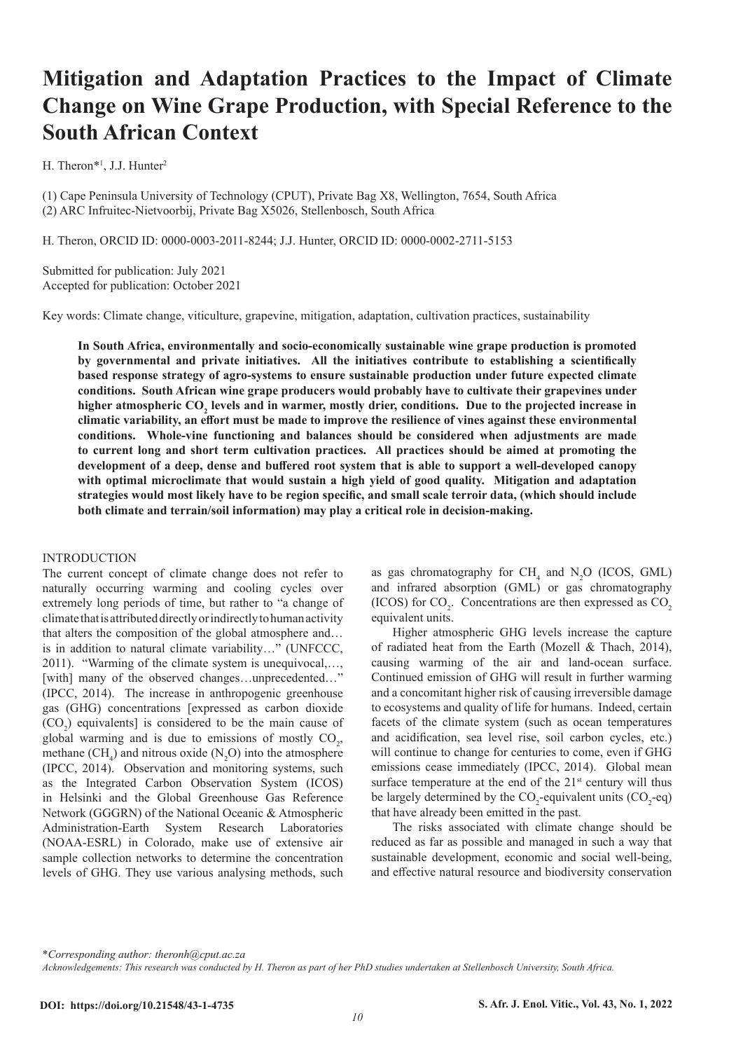# Mitigation and Adaptation Practices to the Impact of Climate Change on Wine Grape Production, with Special Reference to the South African Context

H. Theron*[1], J.J. Hunter[2]

(1) Cape Peninsula University of Technology (CPUT), Private Bag X8, Wellington, 7654, South Africa
(2) ARC Infruitec-Nietvoorbij, Private Bag X5026, Stellenbosch, South Africa

H. Theron, ORCID ID: 0000-0003-2011-8244; J.J. Hunter, ORCID ID: 0000-0002-2711-5153

Submitted for publication: July 2021
Accepted for publication: October 2021

Key words: Climate change, viticulture, grapevine, mitigation, adaptation, cultivation practices, sustainability

**In South Africa, environmentally and socio-economically sustainable wine grape production is promoted by governmental and private initiatives. All the initiatives contribute to establishing a scientifically based response strategy of agro-systems to ensure sustainable production under future expected climate conditions. South African wine grape producers would probably have to cultivate their grapevines under higher atmospheric $CO_2$ levels and in warmer, mostly drier, conditions. Due to the projected increase in climatic variability, an effort must be made to improve the resilience of vines against these environmental conditions. Whole-vine functioning and balances should be considered when adjustments are made to current long and short term cultivation practices. All practices should be aimed at promoting the development of a deep, dense and buffered root system that is able to support a well-developed canopy with optimal microclimate that would sustain a high yield of good quality. Mitigation and adaptation strategies would most likely have to be region specific, and small scale terroir data, (which should include both climate and terrain/soil information) may play a critical role in decision-making.**

## INTRODUCTION

The current concept of climate change does not refer to naturally occurring warming and cooling cycles over extremely long periods of time, but rather to "a change of climate that is attributed directly or indirectly to human activity that alters the composition of the global atmosphere and… is in addition to natural climate variability…" (UNFCCC, 2011). "Warming of the climate system is unequivocal,…, [with] many of the observed changes…unprecedented…" (IPCC, 2014). The increase in anthropogenic greenhouse gas (GHG) concentrations [expressed as carbon dioxide ($CO_2$) equivalents] is considered to be the main cause of global warming and is due to emissions of mostly $CO_2$, methane ($CH_4$) and nitrous oxide ($N_2O$) into the atmosphere (IPCC, 2014). Observation and monitoring systems, such as the Integrated Carbon Observation System (ICOS) in Helsinki and the Global Greenhouse Gas Reference Network (GGGRN) of the National Oceanic & Atmospheric Administration-Earth System Research Laboratories (NOAA-ESRL) in Colorado, make use of extensive air sample collection networks to determine the concentration levels of GHG. They use various analysing methods, such as gas chromatography for $CH_4$ and $N_2O$ (ICOS, GML) and infrared absorption (GML) or gas chromatography (ICOS) for $CO_2$. Concentrations are then expressed as $CO_2$ equivalent units.

Higher atmospheric GHG levels increase the capture of radiated heat from the Earth (Mozell & Thach, 2014), causing warming of the air and land-ocean surface. Continued emission of GHG will result in further warming and a concomitant higher risk of causing irreversible damage to ecosystems and quality of life for humans. Indeed, certain facets of the climate system (such as ocean temperatures and acidification, sea level rise, soil carbon cycles, etc.) will continue to change for centuries to come, even if GHG emissions cease immediately (IPCC, 2014). Global mean surface temperature at the end of the 21st century will thus be largely determined by the $CO_2$-equivalent units ($CO_2$-eq) that have already been emitted in the past.

The risks associated with climate change should be reduced as far as possible and managed in such a way that sustainable development, economic and social well-being, and effective natural resource and biodiversity conservation

*Corresponding author: theronh@cput.ac.za*

*Acknowledgements: This research was conducted by H. Theron as part of her PhD studies undertaken at Stellenbosch University, South Africa.*

DOI: https://doi.org/10.21548/43-1-4735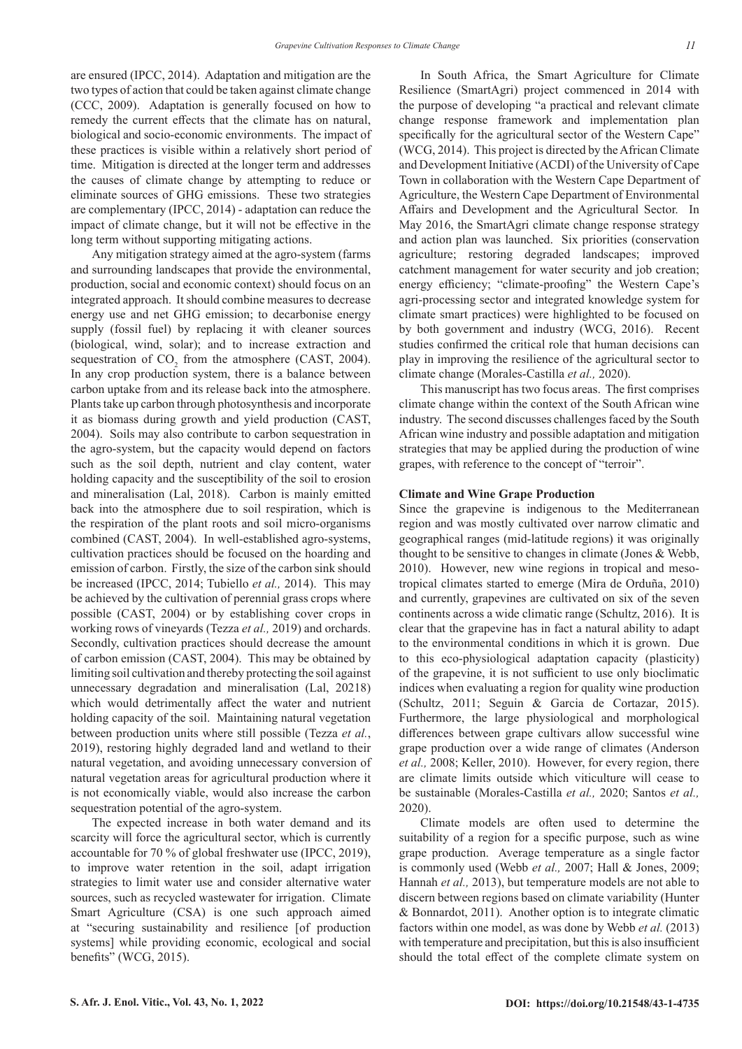are ensured (IPCC, 2014). Adaptation and mitigation are the two types of action that could be taken against climate change (CCC, 2009). Adaptation is generally focused on how to remedy the current effects that the climate has on natural, biological and socio-economic environments. The impact of these practices is visible within a relatively short period of time. Mitigation is directed at the longer term and addresses the causes of climate change by attempting to reduce or eliminate sources of GHG emissions. These two strategies are complementary (IPCC, 2014) - adaptation can reduce the impact of climate change, but it will not be effective in the long term without supporting mitigating actions.

Any mitigation strategy aimed at the agro-system (farms and surrounding landscapes that provide the environmental, production, social and economic context) should focus on an integrated approach. It should combine measures to decrease energy use and net GHG emission; to decarbonise energy supply (fossil fuel) by replacing it with cleaner sources (biological, wind, solar); and to increase extraction and sequestration of $CO_2$ from the atmosphere (CAST, 2004). In any crop production system, there is a balance between carbon uptake from and its release back into the atmosphere. Plants take up carbon through photosynthesis and incorporate it as biomass during growth and yield production (CAST, 2004). Soils may also contribute to carbon sequestration in the agro-system, but the capacity would depend on factors such as the soil depth, nutrient and clay content, water holding capacity and the susceptibility of the soil to erosion and mineralisation (Lal, 2018). Carbon is mainly emitted back into the atmosphere due to soil respiration, which is the respiration of the plant roots and soil micro-organisms combined (CAST, 2004). In well-established agro-systems, cultivation practices should be focused on the hoarding and emission of carbon. Firstly, the size of the carbon sink should be increased (IPCC, 2014; Tubiello *et al.,* 2014). This may be achieved by the cultivation of perennial grass crops where possible (CAST, 2004) or by establishing cover crops in working rows of vineyards (Tezza *et al.,* 2019) and orchards. Secondly, cultivation practices should decrease the amount of carbon emission (CAST, 2004). This may be obtained by limiting soil cultivation and thereby protecting the soil against unnecessary degradation and mineralisation (Lal, 20218) which would detrimentally affect the water and nutrient holding capacity of the soil. Maintaining natural vegetation between production units where still possible (Tezza *et al.*, 2019), restoring highly degraded land and wetland to their natural vegetation, and avoiding unnecessary conversion of natural vegetation areas for agricultural production where it is not economically viable, would also increase the carbon sequestration potential of the agro-system.

The expected increase in both water demand and its scarcity will force the agricultural sector, which is currently accountable for 70 % of global freshwater use (IPCC, 2019), to improve water retention in the soil, adapt irrigation strategies to limit water use and consider alternative water sources, such as recycled wastewater for irrigation. Climate Smart Agriculture (CSA) is one such approach aimed at "securing sustainability and resilience [of production systems] while providing economic, ecological and social benefits" (WCG, 2015).

In South Africa, the Smart Agriculture for Climate Resilience (SmartAgri) project commenced in 2014 with the purpose of developing "a practical and relevant climate change response framework and implementation plan specifically for the agricultural sector of the Western Cape" (WCG, 2014). This project is directed by the African Climate and Development Initiative (ACDI) of the University of Cape Town in collaboration with the Western Cape Department of Agriculture, the Western Cape Department of Environmental Affairs and Development and the Agricultural Sector. In May 2016, the SmartAgri climate change response strategy and action plan was launched. Six priorities (conservation agriculture; restoring degraded landscapes; improved catchment management for water security and job creation; energy efficiency; "climate-proofing" the Western Cape's agri-processing sector and integrated knowledge system for climate smart practices) were highlighted to be focused on by both government and industry (WCG, 2016). Recent studies confirmed the critical role that human decisions can play in improving the resilience of the agricultural sector to climate change (Morales-Castilla *et al.,* 2020).

This manuscript has two focus areas. The first comprises climate change within the context of the South African wine industry. The second discusses challenges faced by the South African wine industry and possible adaptation and mitigation strategies that may be applied during the production of wine grapes, with reference to the concept of "terroir".

**Climate and Wine Grape Production**

Since the grapevine is indigenous to the Mediterranean region and was mostly cultivated over narrow climatic and geographical ranges (mid-latitude regions) it was originally thought to be sensitive to changes in climate (Jones & Webb, 2010). However, new wine regions in tropical and meso-tropical climates started to emerge (Mira de Orduña, 2010) and currently, grapevines are cultivated on six of the seven continents across a wide climatic range (Schultz, 2016). It is clear that the grapevine has in fact a natural ability to adapt to the environmental conditions in which it is grown. Due to this eco-physiological adaptation capacity (plasticity) of the grapevine, it is not sufficient to use only bioclimatic indices when evaluating a region for quality wine production (Schultz, 2011; Seguin & Garcia de Cortazar, 2015). Furthermore, the large physiological and morphological differences between grape cultivars allow successful wine grape production over a wide range of climates (Anderson *et al.,* 2008; Keller, 2010). However, for every region, there are climate limits outside which viticulture will cease to be sustainable (Morales-Castilla *et al.,* 2020; Santos *et al.,* 2020).

Climate models are often used to determine the suitability of a region for a specific purpose, such as wine grape production. Average temperature as a single factor is commonly used (Webb *et al.,* 2007; Hall & Jones, 2009; Hannah *et al.,* 2013), but temperature models are not able to discern between regions based on climate variability (Hunter & Bonnardot, 2011). Another option is to integrate climatic factors within one model, as was done by Webb *et al.* (2013) with temperature and precipitation, but this is also insufficient should the total effect of the complete climate system on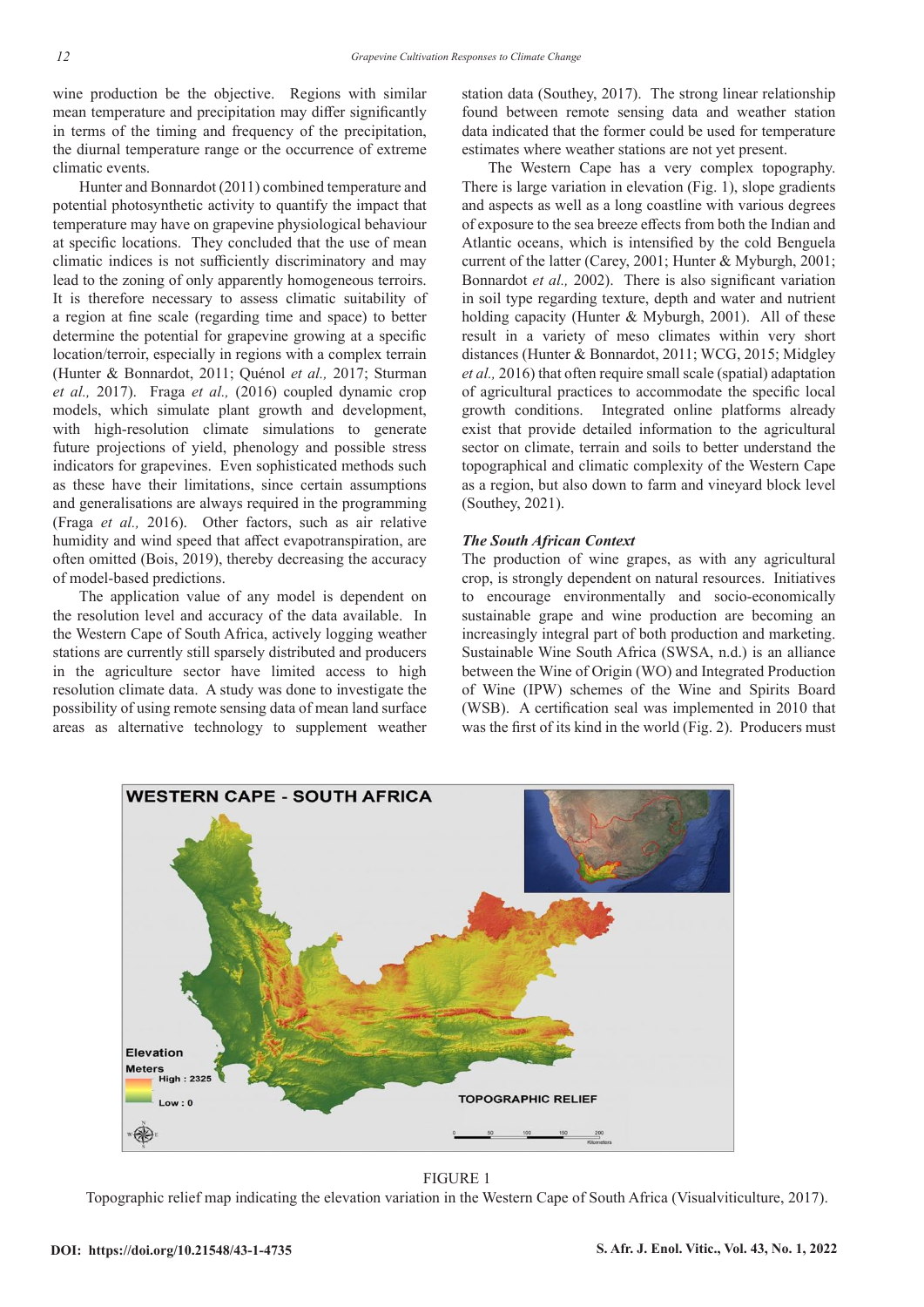wine production be the objective. Regions with similar mean temperature and precipitation may differ significantly in terms of the timing and frequency of the precipitation, the diurnal temperature range or the occurrence of extreme climatic events.

Hunter and Bonnardot (2011) combined temperature and potential photosynthetic activity to quantify the impact that temperature may have on grapevine physiological behaviour at specific locations. They concluded that the use of mean climatic indices is not sufficiently discriminatory and may lead to the zoning of only apparently homogeneous terroirs. It is therefore necessary to assess climatic suitability of a region at fine scale (regarding time and space) to better determine the potential for grapevine growing at a specific location/terroir, especially in regions with a complex terrain (Hunter & Bonnardot, 2011; Quénol *et al.,* 2017; Sturman *et al.,* 2017). Fraga *et al.,* (2016) coupled dynamic crop models, which simulate plant growth and development, with high-resolution climate simulations to generate future projections of yield, phenology and possible stress indicators for grapevines. Even sophisticated methods such as these have their limitations, since certain assumptions and generalisations are always required in the programming (Fraga *et al.,* 2016). Other factors, such as air relative humidity and wind speed that affect evapotranspiration, are often omitted (Bois, 2019), thereby decreasing the accuracy of model-based predictions.

The application value of any model is dependent on the resolution level and accuracy of the data available. In the Western Cape of South Africa, actively logging weather stations are currently still sparsely distributed and producers in the agriculture sector have limited access to high resolution climate data. A study was done to investigate the possibility of using remote sensing data of mean land surface areas as alternative technology to supplement weather station data (Southey, 2017). The strong linear relationship found between remote sensing data and weather station data indicated that the former could be used for temperature estimates where weather stations are not yet present.

The Western Cape has a very complex topography. There is large variation in elevation (Fig. 1), slope gradients and aspects as well as a long coastline with various degrees of exposure to the sea breeze effects from both the Indian and Atlantic oceans, which is intensified by the cold Benguela current of the latter (Carey, 2001; Hunter & Myburgh, 2001; Bonnardot *et al.,* 2002). There is also significant variation in soil type regarding texture, depth and water and nutrient holding capacity (Hunter & Myburgh, 2001). All of these result in a variety of meso climates within very short distances (Hunter & Bonnardot, 2011; WCG, 2015; Midgley *et al.,* 2016) that often require small scale (spatial) adaptation of agricultural practices to accommodate the specific local growth conditions. Integrated online platforms already exist that provide detailed information to the agricultural sector on climate, terrain and soils to better understand the topographical and climatic complexity of the Western Cape as a region, but also down to farm and vineyard block level (Southey, 2021).

### *The South African Context*

The production of wine grapes, as with any agricultural crop, is strongly dependent on natural resources. Initiatives to encourage environmentally and socio-economically sustainable grape and wine production are becoming an increasingly integral part of both production and marketing. Sustainable Wine South Africa (SWSA, n.d.) is an alliance between the Wine of Origin (WO) and Integrated Production of Wine (IPW) schemes of the Wine and Spirits Board (WSB). A certification seal was implemented in 2010 that was the first of its kind in the world (Fig. 2). Producers must

FIGURE 1

Topographic relief map indicating the elevation variation in the Western Cape of South Africa (Visualviticulture, 2017).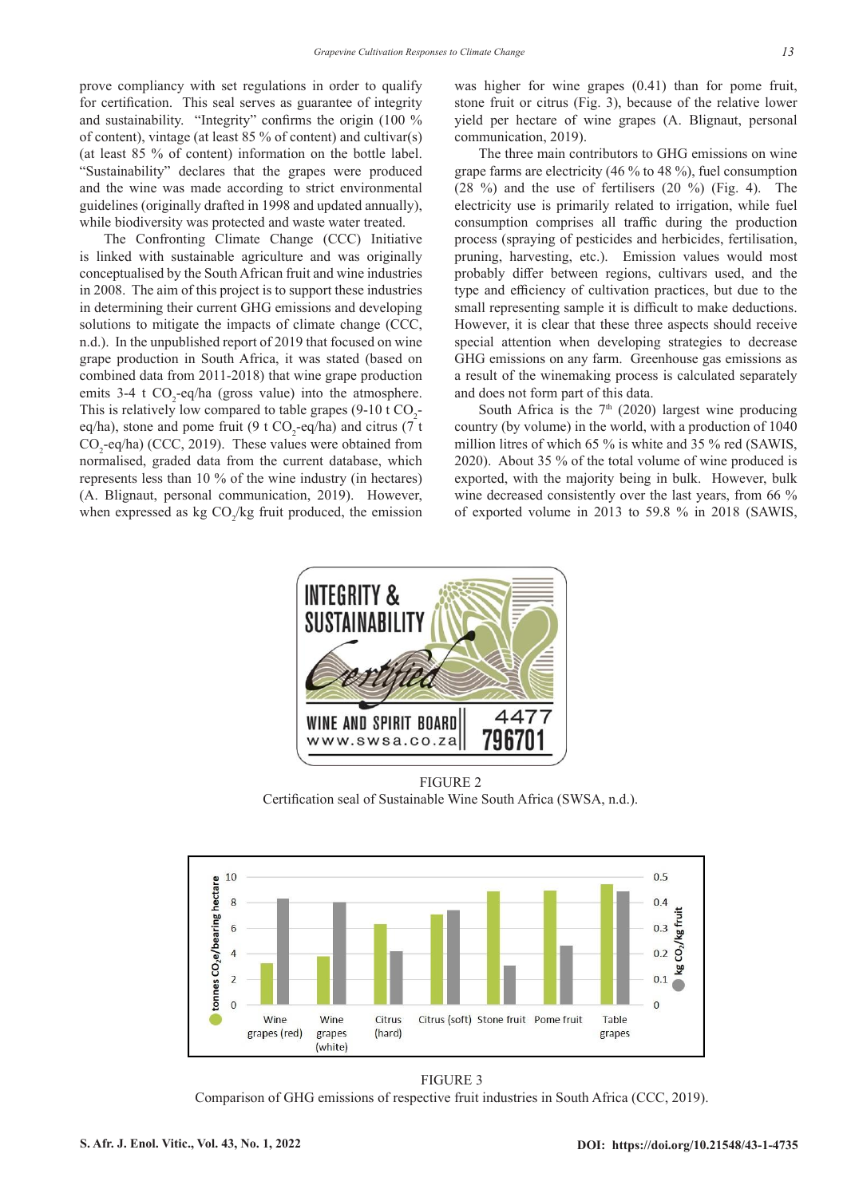prove compliancy with set regulations in order to qualify for certification. This seal serves as guarantee of integrity and sustainability. "Integrity" confirms the origin (100 % of content), vintage (at least 85 % of content) and cultivar(s) (at least 85 % of content) information on the bottle label. "Sustainability" declares that the grapes were produced and the wine was made according to strict environmental guidelines (originally drafted in 1998 and updated annually), while biodiversity was protected and waste water treated.

The Confronting Climate Change (CCC) Initiative is linked with sustainable agriculture and was originally conceptualised by the South African fruit and wine industries in 2008. The aim of this project is to support these industries in determining their current GHG emissions and developing solutions to mitigate the impacts of climate change (CCC, n.d.). In the unpublished report of 2019 that focused on wine grape production in South Africa, it was stated (based on combined data from 2011-2018) that wine grape production emits 3-4 t $CO_2$-eq/ha (gross value) into the atmosphere. This is relatively low compared to table grapes (9-10 t $CO_2$-eq/ha), stone and pome fruit (9 t $CO_2$-eq/ha) and citrus (7 t $CO_2$-eq/ha) (CCC, 2019). These values were obtained from normalised, graded data from the current database, which represents less than 10 % of the wine industry (in hectares) (A. Blignaut, personal communication, 2019). However, when expressed as kg $CO_2$/kg fruit produced, the emission was higher for wine grapes (0.41) than for pome fruit, stone fruit or citrus (Fig. 3), because of the relative lower yield per hectare of wine grapes (A. Blignaut, personal communication, 2019).

The three main contributors to GHG emissions on wine grape farms are electricity (46 % to 48 %), fuel consumption (28 %) and the use of fertilisers (20 %) (Fig. 4). The electricity use is primarily related to irrigation, while fuel consumption comprises all traffic during the production process (spraying of pesticides and herbicides, fertilisation, pruning, harvesting, etc.). Emission values would most probably differ between regions, cultivars used, and the type and efficiency of cultivation practices, but due to the small representing sample it is difficult to make deductions. However, it is clear that these three aspects should receive special attention when developing strategies to decrease GHG emissions on any farm. Greenhouse gas emissions as a result of the winemaking process is calculated separately and does not form part of this data.

South Africa is the 7th (2020) largest wine producing country (by volume) in the world, with a production of 1040 million litres of which 65 % is white and 35 % red (SAWIS, 2020). About 35 % of the total volume of wine produced is exported, with the majority being in bulk. However, bulk wine decreased consistently over the last years, from 66 % of exported volume in 2013 to 59.8 % in 2018 (SAWIS,

FIGURE 2
Certification seal of Sustainable Wine South Africa (SWSA, n.d.).

FIGURE 3
Comparison of GHG emissions of respective fruit industries in South Africa (CCC, 2019).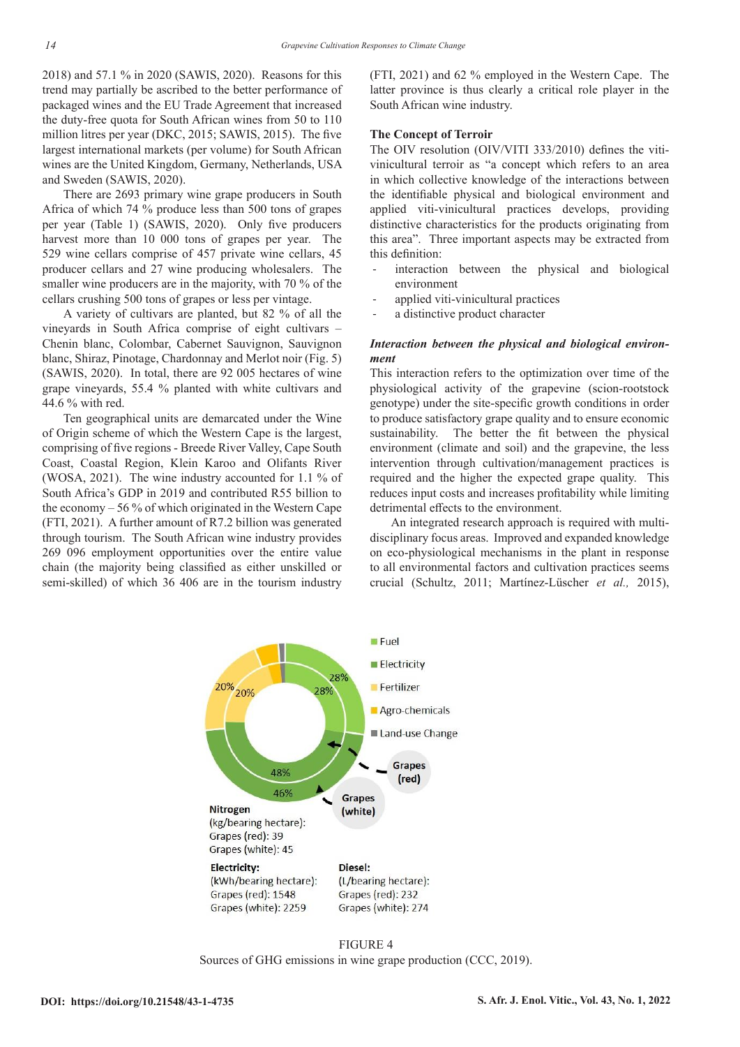2018) and 57.1 % in 2020 (SAWIS, 2020). Reasons for this trend may partially be ascribed to the better performance of packaged wines and the EU Trade Agreement that increased the duty-free quota for South African wines from 50 to 110 million litres per year (DKC, 2015; SAWIS, 2015). The five largest international markets (per volume) for South African wines are the United Kingdom, Germany, Netherlands, USA and Sweden (SAWIS, 2020).

There are 2693 primary wine grape producers in South Africa of which 74 % produce less than 500 tons of grapes per year (Table 1) (SAWIS, 2020). Only five producers harvest more than 10 000 tons of grapes per year. The 529 wine cellars comprise of 457 private wine cellars, 45 producer cellars and 27 wine producing wholesalers. The smaller wine producers are in the majority, with 70 % of the cellars crushing 500 tons of grapes or less per vintage.

A variety of cultivars are planted, but 82 % of all the vineyards in South Africa comprise of eight cultivars – Chenin blanc, Colombar, Cabernet Sauvignon, Sauvignon blanc, Shiraz, Pinotage, Chardonnay and Merlot noir (Fig. 5) (SAWIS, 2020). In total, there are 92 005 hectares of wine grape vineyards, 55.4 % planted with white cultivars and 44.6 % with red.

Ten geographical units are demarcated under the Wine of Origin scheme of which the Western Cape is the largest, comprising of five regions - Breede River Valley, Cape South Coast, Coastal Region, Klein Karoo and Olifants River (WOSA, 2021). The wine industry accounted for 1.1 % of South Africa's GDP in 2019 and contributed R55 billion to the economy – 56 % of which originated in the Western Cape (FTI, 2021). A further amount of R7.2 billion was generated through tourism. The South African wine industry provides 269 096 employment opportunities over the entire value chain (the majority being classified as either unskilled or semi-skilled) of which 36 406 are in the tourism industry (FTI, 2021) and 62 % employed in the Western Cape. The latter province is thus clearly a critical role player in the South African wine industry.

## The Concept of Terroir

The OIV resolution (OIV/VITI 333/2010) defines the viti-vinicultural terroir as "a concept which refers to an area in which collective knowledge of the interactions between the identifiable physical and biological environment and applied viti-vinicultural practices develops, providing distinctive characteristics for the products originating from this area". Three important aspects may be extracted from this definition:

- interaction between the physical and biological environment
- applied viti-vinicultural practices
- a distinctive product character

### *Interaction between the physical and biological environment*

This interaction refers to the optimization over time of the physiological activity of the grapevine (scion-rootstock genotype) under the site-specific growth conditions in order to produce satisfactory grape quality and to ensure economic sustainability. The better the fit between the physical environment (climate and soil) and the grapevine, the less intervention through cultivation/management practices is required and the higher the expected grape quality. This reduces input costs and increases profitability while limiting detrimental effects to the environment.

An integrated research approach is required with multi-disciplinary focus areas. Improved and expanded knowledge on eco-physiological mechanisms in the plant in response to all environmental factors and cultivation practices seems crucial (Schultz, 2011; Martínez-Lüscher *et al.,* 2015),

FIGURE 4
Sources of GHG emissions in wine grape production (CCC, 2019).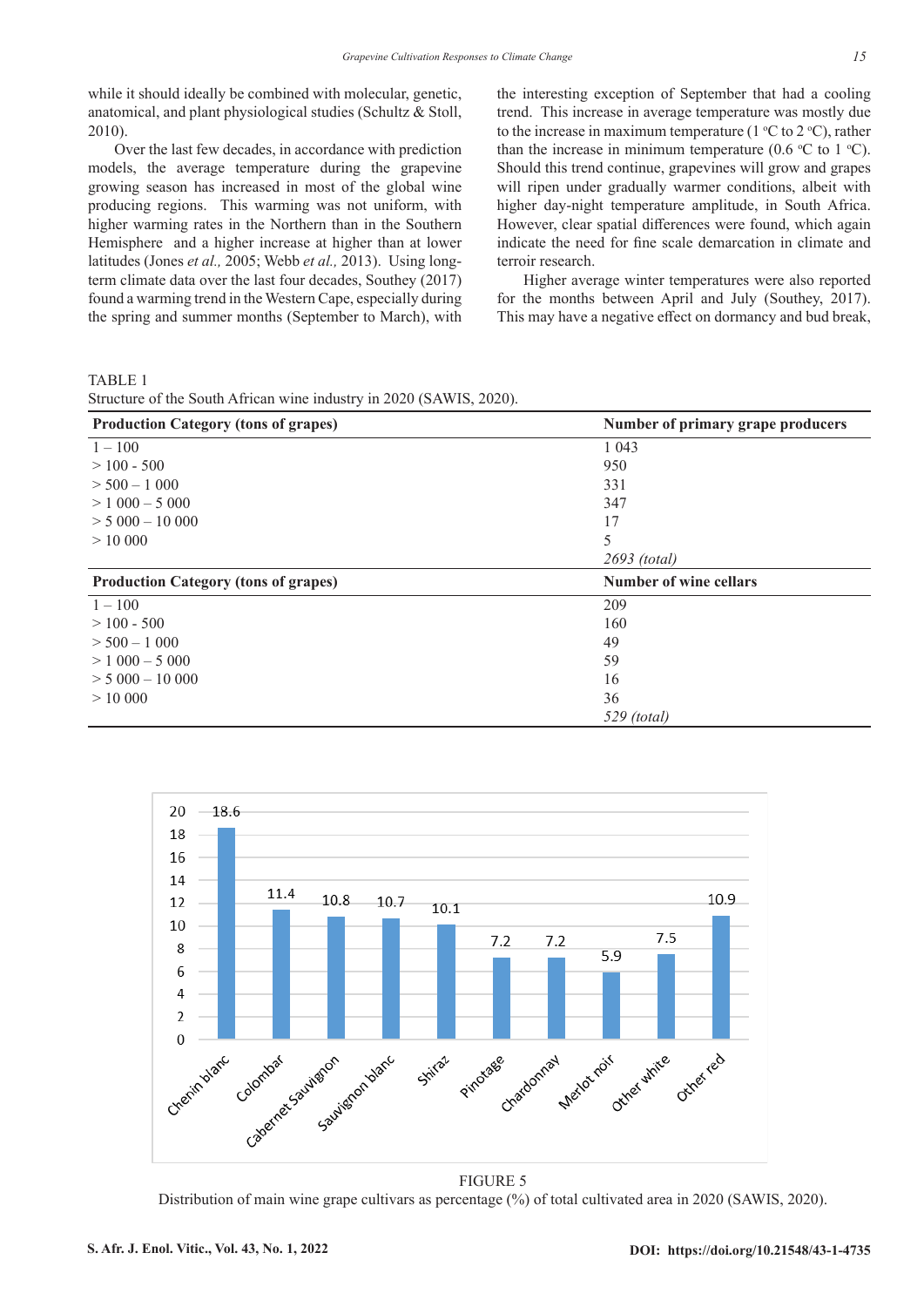while it should ideally be combined with molecular, genetic, anatomical, and plant physiological studies (Schultz & Stoll, 2010).

Over the last few decades, in accordance with prediction models, the average temperature during the grapevine growing season has increased in most of the global wine producing regions. This warming was not uniform, with higher warming rates in the Northern than in the Southern Hemisphere and a higher increase at higher than at lower latitudes (Jones *et al.,* 2005; Webb *et al.,* 2013). Using long-term climate data over the last four decades, Southey (2017) found a warming trend in the Western Cape, especially during the spring and summer months (September to March), with the interesting exception of September that had a cooling trend. This increase in average temperature was mostly due to the increase in maximum temperature (1 °C to 2 °C), rather than the increase in minimum temperature (0.6 °C to 1 °C). Should this trend continue, grapevines will grow and grapes will ripen under gradually warmer conditions, albeit with higher day-night temperature amplitude, in South Africa. However, clear spatial differences were found, which again indicate the need for fine scale demarcation in climate and terroir research.

Higher average winter temperatures were also reported for the months between April and July (Southey, 2017). This may have a negative effect on dormancy and bud break,

TABLE 1
Structure of the South African wine industry in 2020 (SAWIS, 2020).

| **Production Category (tons of grapes)** | **Number of primary grape producers** |
|---|---|
| 1 – 100 | 1 043 |
| > 100 - 500 | 950 |
| > 500 – 1 000 | 331 |
| > 1 000 – 5 000 | 347 |
| > 5 000 – 10 000 | 17 |
| > 10 000 | 5 |
| | *2693 (total)* |
| **Production Category (tons of grapes)** | **Number of wine cellars** |
| 1 – 100 | 209 |
| > 100 - 500 | 160 |
| > 500 – 1 000 | 49 |
| > 1 000 – 5 000 | 59 |
| > 5 000 – 10 000 | 16 |
| > 10 000 | 36 |
| | *529 (total)* |

| Cultivar | % |
|---|---|
| Chenin blanc | 18.6 |
| Colombar | 11.4 |
| Cabernet Sauvignon | 10.8 |
| Sauvignon blanc | 10.7 |
| Shiraz | 10.1 |
| Pinotage | 7.2 |
| Chardonnay | 7.2 |
| Merlot noir | 5.9 |
| Other white | 7.5 |
| Other red | 10.9 |

FIGURE 5
Distribution of main wine grape cultivars as percentage (%) of total cultivated area in 2020 (SAWIS, 2020).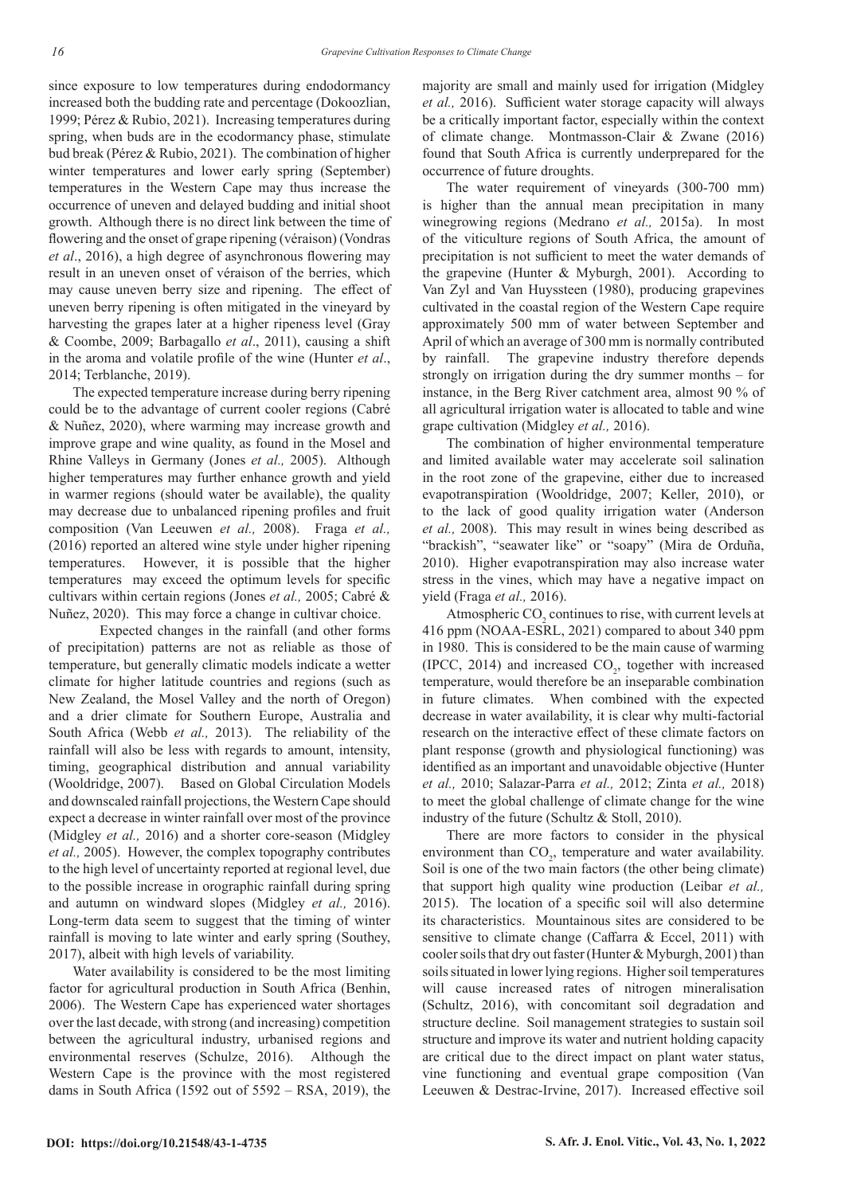since exposure to low temperatures during endodormancy increased both the budding rate and percentage (Dokoozlian, 1999; Pérez & Rubio, 2021). Increasing temperatures during spring, when buds are in the ecodormancy phase, stimulate bud break (Pérez & Rubio, 2021). The combination of higher winter temperatures and lower early spring (September) temperatures in the Western Cape may thus increase the occurrence of uneven and delayed budding and initial shoot growth. Although there is no direct link between the time of flowering and the onset of grape ripening (véraison) (Vondras *et al*., 2016), a high degree of asynchronous flowering may result in an uneven onset of véraison of the berries, which may cause uneven berry size and ripening. The effect of uneven berry ripening is often mitigated in the vineyard by harvesting the grapes later at a higher ripeness level (Gray & Coombe, 2009; Barbagallo *et al*., 2011), causing a shift in the aroma and volatile profile of the wine (Hunter *et al*., 2014; Terblanche, 2019).

The expected temperature increase during berry ripening could be to the advantage of current cooler regions (Cabré & Nuñez, 2020), where warming may increase growth and improve grape and wine quality, as found in the Mosel and Rhine Valleys in Germany (Jones *et al.,* 2005). Although higher temperatures may further enhance growth and yield in warmer regions (should water be available), the quality may decrease due to unbalanced ripening profiles and fruit composition (Van Leeuwen *et al.,* 2008). Fraga *et al.,* (2016) reported an altered wine style under higher ripening temperatures. However, it is possible that the higher temperatures may exceed the optimum levels for specific cultivars within certain regions (Jones *et al.,* 2005; Cabré & Nuñez, 2020). This may force a change in cultivar choice.

Expected changes in the rainfall (and other forms of precipitation) patterns are not as reliable as those of temperature, but generally climatic models indicate a wetter climate for higher latitude countries and regions (such as New Zealand, the Mosel Valley and the north of Oregon) and a drier climate for Southern Europe, Australia and South Africa (Webb *et al.,* 2013). The reliability of the rainfall will also be less with regards to amount, intensity, timing, geographical distribution and annual variability (Wooldridge, 2007). Based on Global Circulation Models and downscaled rainfall projections, the Western Cape should expect a decrease in winter rainfall over most of the province (Midgley *et al.,* 2016) and a shorter core-season (Midgley *et al.,* 2005). However, the complex topography contributes to the high level of uncertainty reported at regional level, due to the possible increase in orographic rainfall during spring and autumn on windward slopes (Midgley *et al.,* 2016). Long-term data seem to suggest that the timing of winter rainfall is moving to late winter and early spring (Southey, 2017), albeit with high levels of variability.

Water availability is considered to be the most limiting factor for agricultural production in South Africa (Benhin, 2006). The Western Cape has experienced water shortages over the last decade, with strong (and increasing) competition between the agricultural industry, urbanised regions and environmental reserves (Schulze, 2016). Although the Western Cape is the province with the most registered dams in South Africa (1592 out of 5592 – RSA, 2019), the majority are small and mainly used for irrigation (Midgley *et al.,* 2016). Sufficient water storage capacity will always be a critically important factor, especially within the context of climate change. Montmasson-Clair & Zwane (2016) found that South Africa is currently underprepared for the occurrence of future droughts.

The water requirement of vineyards (300-700 mm) is higher than the annual mean precipitation in many winegrowing regions (Medrano *et al.,* 2015a). In most of the viticulture regions of South Africa, the amount of precipitation is not sufficient to meet the water demands of the grapevine (Hunter & Myburgh, 2001). According to Van Zyl and Van Huyssteen (1980), producing grapevines cultivated in the coastal region of the Western Cape require approximately 500 mm of water between September and April of which an average of 300 mm is normally contributed by rainfall. The grapevine industry therefore depends strongly on irrigation during the dry summer months – for instance, in the Berg River catchment area, almost 90 % of all agricultural irrigation water is allocated to table and wine grape cultivation (Midgley *et al.,* 2016).

The combination of higher environmental temperature and limited available water may accelerate soil salination in the root zone of the grapevine, either due to increased evapotranspiration (Wooldridge, 2007; Keller, 2010), or to the lack of good quality irrigation water (Anderson *et al.,* 2008). This may result in wines being described as "brackish", "seawater like" or "soapy" (Mira de Orduña, 2010). Higher evapotranspiration may also increase water stress in the vines, which may have a negative impact on yield (Fraga *et al.,* 2016).

Atmospheric $CO_2$ continues to rise, with current levels at 416 ppm (NOAA-ESRL, 2021) compared to about 340 ppm in 1980. This is considered to be the main cause of warming (IPCC, 2014) and increased $CO_2$, together with increased temperature, would therefore be an inseparable combination in future climates. When combined with the expected decrease in water availability, it is clear why multi-factorial research on the interactive effect of these climate factors on plant response (growth and physiological functioning) was identified as an important and unavoidable objective (Hunter *et al.,* 2010; Salazar-Parra *et al.,* 2012; Zinta *et al.,* 2018) to meet the global challenge of climate change for the wine industry of the future (Schultz & Stoll, 2010).

There are more factors to consider in the physical environment than $CO_2$, temperature and water availability. Soil is one of the two main factors (the other being climate) that support high quality wine production (Leibar *et al.,* 2015). The location of a specific soil will also determine its characteristics. Mountainous sites are considered to be sensitive to climate change (Caffarra & Eccel, 2011) with cooler soils that dry out faster (Hunter & Myburgh, 2001) than soils situated in lower lying regions. Higher soil temperatures will cause increased rates of nitrogen mineralisation (Schultz, 2016), with concomitant soil degradation and structure decline. Soil management strategies to sustain soil structure and improve its water and nutrient holding capacity are critical due to the direct impact on plant water status, vine functioning and eventual grape composition (Van Leeuwen & Destrac-Irvine, 2017). Increased effective soil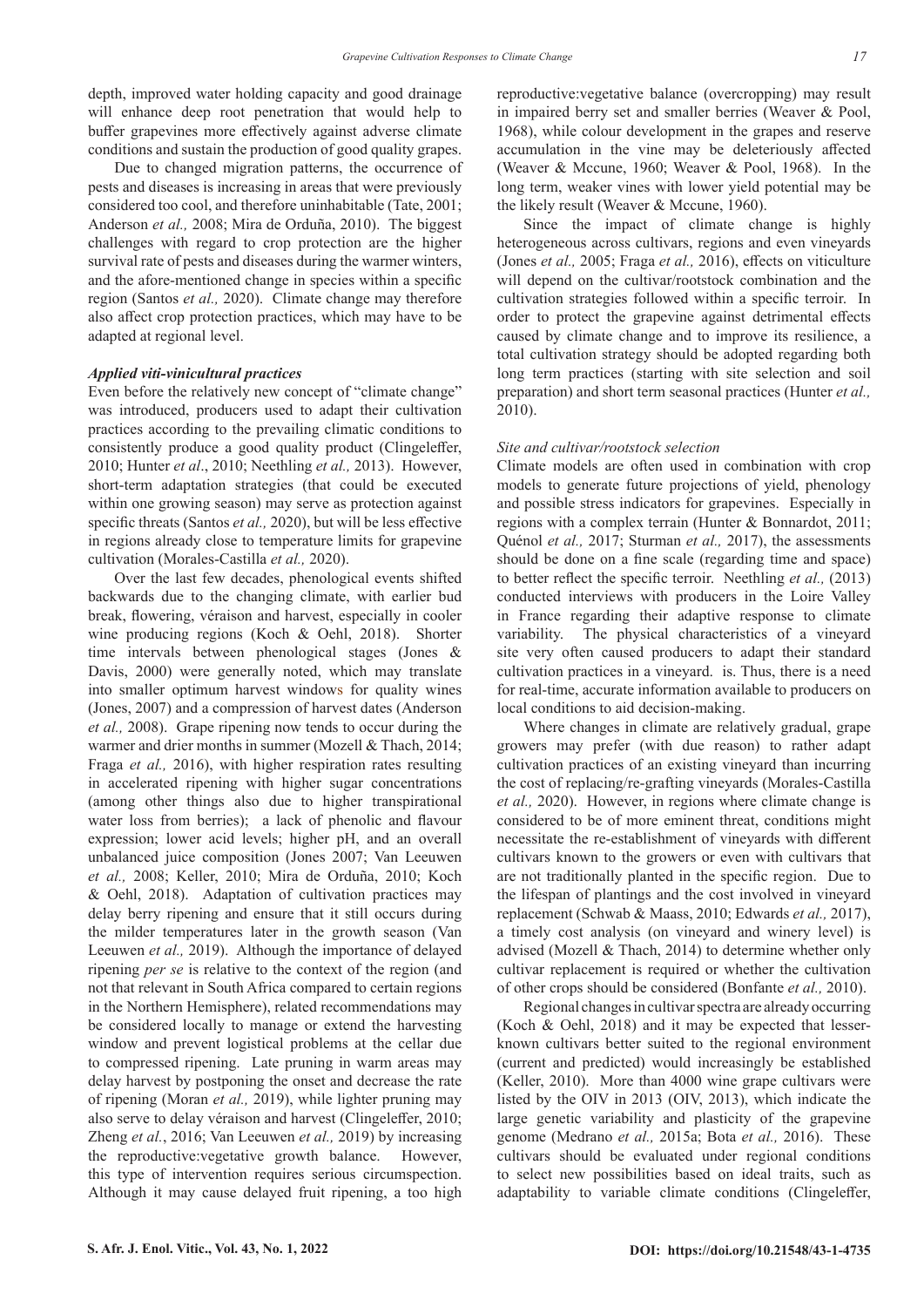depth, improved water holding capacity and good drainage will enhance deep root penetration that would help to buffer grapevines more effectively against adverse climate conditions and sustain the production of good quality grapes.

Due to changed migration patterns, the occurrence of pests and diseases is increasing in areas that were previously considered too cool, and therefore uninhabitable (Tate, 2001; Anderson *et al.,* 2008; Mira de Orduña, 2010). The biggest challenges with regard to crop protection are the higher survival rate of pests and diseases during the warmer winters, and the afore-mentioned change in species within a specific region (Santos *et al.,* 2020). Climate change may therefore also affect crop protection practices, which may have to be adapted at regional level.

***Applied viti-vinicultural practices***

Even before the relatively new concept of "climate change" was introduced, producers used to adapt their cultivation practices according to the prevailing climatic conditions to consistently produce a good quality product (Clingeleffer, 2010; Hunter *et al*., 2010; Neethling *et al.,* 2013). However, short-term adaptation strategies (that could be executed within one growing season) may serve as protection against specific threats (Santos *et al.,* 2020), but will be less effective in regions already close to temperature limits for grapevine cultivation (Morales-Castilla *et al.,* 2020).

Over the last few decades, phenological events shifted backwards due to the changing climate, with earlier bud break, flowering, véraison and harvest, especially in cooler wine producing regions (Koch & Oehl, 2018). Shorter time intervals between phenological stages (Jones & Davis, 2000) were generally noted, which may translate into smaller optimum harvest windows for quality wines (Jones, 2007) and a compression of harvest dates (Anderson *et al.,* 2008). Grape ripening now tends to occur during the warmer and drier months in summer (Mozell & Thach, 2014; Fraga *et al.,* 2016), with higher respiration rates resulting in accelerated ripening with higher sugar concentrations (among other things also due to higher transpirational water loss from berries); a lack of phenolic and flavour expression; lower acid levels; higher pH, and an overall unbalanced juice composition (Jones 2007; Van Leeuwen *et al.,* 2008; Keller, 2010; Mira de Orduña, 2010; Koch & Oehl, 2018). Adaptation of cultivation practices may delay berry ripening and ensure that it still occurs during the milder temperatures later in the growth season (Van Leeuwen *et al.,* 2019). Although the importance of delayed ripening *per se* is relative to the context of the region (and not that relevant in South Africa compared to certain regions in the Northern Hemisphere), related recommendations may be considered locally to manage or extend the harvesting window and prevent logistical problems at the cellar due to compressed ripening. Late pruning in warm areas may delay harvest by postponing the onset and decrease the rate of ripening (Moran *et al.,* 2019), while lighter pruning may also serve to delay véraison and harvest (Clingeleffer, 2010; Zheng *et al.*, 2016; Van Leeuwen *et al.,* 2019) by increasing the reproductive:vegetative growth balance. However, this type of intervention requires serious circumspection. Although it may cause delayed fruit ripening, a too high reproductive:vegetative balance (overcropping) may result in impaired berry set and smaller berries (Weaver & Pool, 1968), while colour development in the grapes and reserve accumulation in the vine may be deleteriously affected (Weaver & Mccune, 1960; Weaver & Pool, 1968). In the long term, weaker vines with lower yield potential may be the likely result (Weaver & Mccune, 1960).

Since the impact of climate change is highly heterogeneous across cultivars, regions and even vineyards (Jones *et al.,* 2005; Fraga *et al.,* 2016), effects on viticulture will depend on the cultivar/rootstock combination and the cultivation strategies followed within a specific terroir. In order to protect the grapevine against detrimental effects caused by climate change and to improve its resilience, a total cultivation strategy should be adopted regarding both long term practices (starting with site selection and soil preparation) and short term seasonal practices (Hunter *et al.,* 2010).

*Site and cultivar/rootstock selection*

Climate models are often used in combination with crop models to generate future projections of yield, phenology and possible stress indicators for grapevines. Especially in regions with a complex terrain (Hunter & Bonnardot, 2011; Quénol *et al.,* 2017; Sturman *et al.,* 2017), the assessments should be done on a fine scale (regarding time and space) to better reflect the specific terroir. Neethling *et al.,* (2013) conducted interviews with producers in the Loire Valley in France regarding their adaptive response to climate variability. The physical characteristics of a vineyard site very often caused producers to adapt their standard cultivation practices in a vineyard. is. Thus, there is a need for real-time, accurate information available to producers on local conditions to aid decision-making.

Where changes in climate are relatively gradual, grape growers may prefer (with due reason) to rather adapt cultivation practices of an existing vineyard than incurring the cost of replacing/re-grafting vineyards (Morales-Castilla *et al.,* 2020). However, in regions where climate change is considered to be of more eminent threat, conditions might necessitate the re-establishment of vineyards with different cultivars known to the growers or even with cultivars that are not traditionally planted in the specific region. Due to the lifespan of plantings and the cost involved in vineyard replacement (Schwab & Maass, 2010; Edwards *et al.,* 2017), a timely cost analysis (on vineyard and winery level) is advised (Mozell & Thach, 2014) to determine whether only cultivar replacement is required or whether the cultivation of other crops should be considered (Bonfante *et al.,* 2010).

Regional changes in cultivar spectra are already occurring (Koch & Oehl, 2018) and it may be expected that lesser-known cultivars better suited to the regional environment (current and predicted) would increasingly be established (Keller, 2010). More than 4000 wine grape cultivars were listed by the OIV in 2013 (OIV, 2013), which indicate the large genetic variability and plasticity of the grapevine genome (Medrano *et al.,* 2015a; Bota *et al.,* 2016). These cultivars should be evaluated under regional conditions to select new possibilities based on ideal traits, such as adaptability to variable climate conditions (Clingeleffer,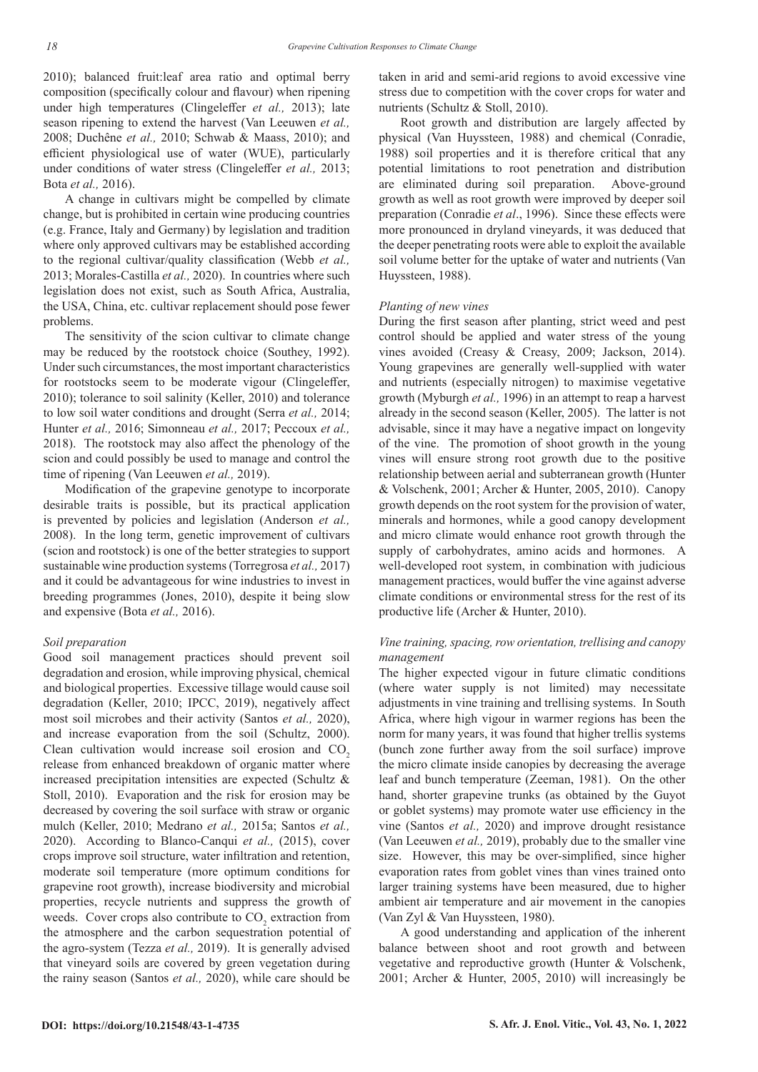2010); balanced fruit:leaf area ratio and optimal berry composition (specifically colour and flavour) when ripening under high temperatures (Clingeleffer *et al.,* 2013); late season ripening to extend the harvest (Van Leeuwen *et al.,* 2008; Duchêne *et al.,* 2010; Schwab & Maass, 2010); and efficient physiological use of water (WUE), particularly under conditions of water stress (Clingeleffer *et al.,* 2013; Bota *et al.,* 2016).

A change in cultivars might be compelled by climate change, but is prohibited in certain wine producing countries (e.g. France, Italy and Germany) by legislation and tradition where only approved cultivars may be established according to the regional cultivar/quality classification (Webb *et al.,* 2013; Morales-Castilla *et al.,* 2020). In countries where such legislation does not exist, such as South Africa, Australia, the USA, China, etc. cultivar replacement should pose fewer problems.

The sensitivity of the scion cultivar to climate change may be reduced by the rootstock choice (Southey, 1992). Under such circumstances, the most important characteristics for rootstocks seem to be moderate vigour (Clingeleffer, 2010); tolerance to soil salinity (Keller, 2010) and tolerance to low soil water conditions and drought (Serra *et al.,* 2014; Hunter *et al.,* 2016; Simonneau *et al.,* 2017; Peccoux *et al.,* 2018). The rootstock may also affect the phenology of the scion and could possibly be used to manage and control the time of ripening (Van Leeuwen *et al.,* 2019).

Modification of the grapevine genotype to incorporate desirable traits is possible, but its practical application is prevented by policies and legislation (Anderson *et al.,* 2008). In the long term, genetic improvement of cultivars (scion and rootstock) is one of the better strategies to support sustainable wine production systems (Torregrosa *et al.,* 2017) and it could be advantageous for wine industries to invest in breeding programmes (Jones, 2010), despite it being slow and expensive (Bota *et al.,* 2016).

*Soil preparation*

Good soil management practices should prevent soil degradation and erosion, while improving physical, chemical and biological properties. Excessive tillage would cause soil degradation (Keller, 2010; IPCC, 2019), negatively affect most soil microbes and their activity (Santos *et al.,* 2020), and increase evaporation from the soil (Schultz, 2000). Clean cultivation would increase soil erosion and $CO_2$ release from enhanced breakdown of organic matter where increased precipitation intensities are expected (Schultz & Stoll, 2010). Evaporation and the risk for erosion may be decreased by covering the soil surface with straw or organic mulch (Keller, 2010; Medrano *et al.,* 2015a; Santos *et al.,* 2020). According to Blanco-Canqui *et al.,* (2015), cover crops improve soil structure, water infiltration and retention, moderate soil temperature (more optimum conditions for grapevine root growth), increase biodiversity and microbial properties, recycle nutrients and suppress the growth of weeds. Cover crops also contribute to $CO_2$ extraction from the atmosphere and the carbon sequestration potential of the agro-system (Tezza *et al.,* 2019). It is generally advised that vineyard soils are covered by green vegetation during the rainy season (Santos *et al.,* 2020), while care should be taken in arid and semi-arid regions to avoid excessive vine stress due to competition with the cover crops for water and nutrients (Schultz & Stoll, 2010).

Root growth and distribution are largely affected by physical (Van Huyssteen, 1988) and chemical (Conradie, 1988) soil properties and it is therefore critical that any potential limitations to root penetration and distribution are eliminated during soil preparation. Above-ground growth as well as root growth were improved by deeper soil preparation (Conradie *et al*., 1996). Since these effects were more pronounced in dryland vineyards, it was deduced that the deeper penetrating roots were able to exploit the available soil volume better for the uptake of water and nutrients (Van Huyssteen, 1988).

*Planting of new vines*

During the first season after planting, strict weed and pest control should be applied and water stress of the young vines avoided (Creasy & Creasy, 2009; Jackson, 2014). Young grapevines are generally well-supplied with water and nutrients (especially nitrogen) to maximise vegetative growth (Myburgh *et al.,* 1996) in an attempt to reap a harvest already in the second season (Keller, 2005). The latter is not advisable, since it may have a negative impact on longevity of the vine. The promotion of shoot growth in the young vines will ensure strong root growth due to the positive relationship between aerial and subterranean growth (Hunter & Volschenk, 2001; Archer & Hunter, 2005, 2010). Canopy growth depends on the root system for the provision of water, minerals and hormones, while a good canopy development and micro climate would enhance root growth through the supply of carbohydrates, amino acids and hormones. A well-developed root system, in combination with judicious management practices, would buffer the vine against adverse climate conditions or environmental stress for the rest of its productive life (Archer & Hunter, 2010).

*Vine training, spacing, row orientation, trellising and canopy management*

The higher expected vigour in future climatic conditions (where water supply is not limited) may necessitate adjustments in vine training and trellising systems. In South Africa, where high vigour in warmer regions has been the norm for many years, it was found that higher trellis systems (bunch zone further away from the soil surface) improve the micro climate inside canopies by decreasing the average leaf and bunch temperature (Zeeman, 1981). On the other hand, shorter grapevine trunks (as obtained by the Guyot or goblet systems) may promote water use efficiency in the vine (Santos *et al.,* 2020) and improve drought resistance (Van Leeuwen *et al.,* 2019), probably due to the smaller vine size. However, this may be over-simplified, since higher evaporation rates from goblet vines than vines trained onto larger training systems have been measured, due to higher ambient air temperature and air movement in the canopies (Van Zyl & Van Huyssteen, 1980).

A good understanding and application of the inherent balance between shoot and root growth and between vegetative and reproductive growth (Hunter & Volschenk, 2001; Archer & Hunter, 2005, 2010) will increasingly be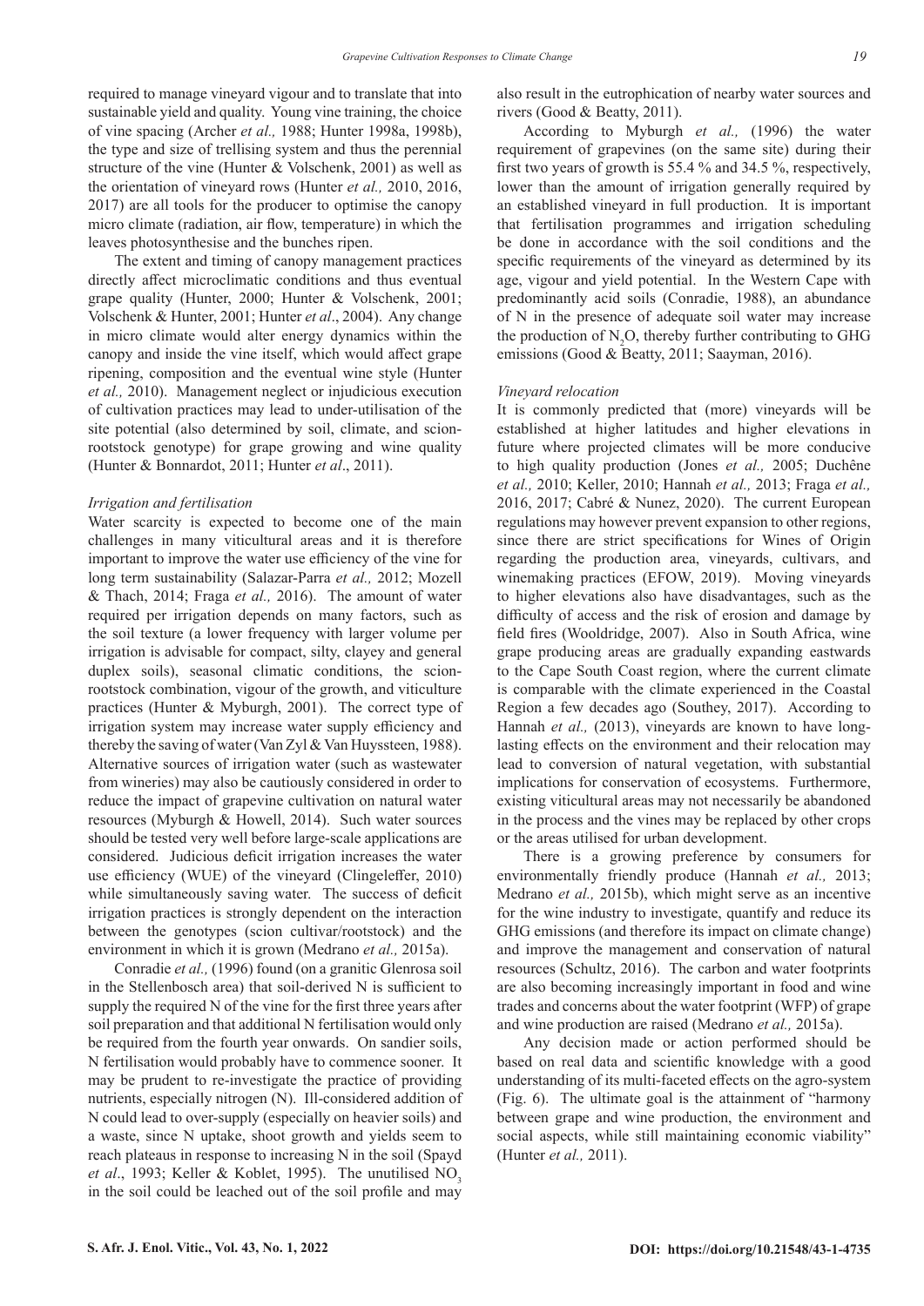required to manage vineyard vigour and to translate that into sustainable yield and quality. Young vine training, the choice of vine spacing (Archer *et al.,* 1988; Hunter 1998a, 1998b), the type and size of trellising system and thus the perennial structure of the vine (Hunter & Volschenk, 2001) as well as the orientation of vineyard rows (Hunter *et al.,* 2010, 2016, 2017) are all tools for the producer to optimise the canopy micro climate (radiation, air flow, temperature) in which the leaves photosynthesise and the bunches ripen.

The extent and timing of canopy management practices directly affect microclimatic conditions and thus eventual grape quality (Hunter, 2000; Hunter & Volschenk, 2001; Volschenk & Hunter, 2001; Hunter *et al*., 2004). Any change in micro climate would alter energy dynamics within the canopy and inside the vine itself, which would affect grape ripening, composition and the eventual wine style (Hunter *et al.,* 2010). Management neglect or injudicious execution of cultivation practices may lead to under-utilisation of the site potential (also determined by soil, climate, and scion-rootstock genotype) for grape growing and wine quality (Hunter & Bonnardot, 2011; Hunter *et al*., 2011).

*Irrigation and fertilisation*

Water scarcity is expected to become one of the main challenges in many viticultural areas and it is therefore important to improve the water use efficiency of the vine for long term sustainability (Salazar-Parra *et al.,* 2012; Mozell & Thach, 2014; Fraga *et al.,* 2016). The amount of water required per irrigation depends on many factors, such as the soil texture (a lower frequency with larger volume per irrigation is advisable for compact, silty, clayey and general duplex soils), seasonal climatic conditions, the scion-rootstock combination, vigour of the growth, and viticulture practices (Hunter & Myburgh, 2001). The correct type of irrigation system may increase water supply efficiency and thereby the saving of water (Van Zyl & Van Huyssteen, 1988). Alternative sources of irrigation water (such as wastewater from wineries) may also be cautiously considered in order to reduce the impact of grapevine cultivation on natural water resources (Myburgh & Howell, 2014). Such water sources should be tested very well before large-scale applications are considered. Judicious deficit irrigation increases the water use efficiency (WUE) of the vineyard (Clingeleffer, 2010) while simultaneously saving water. The success of deficit irrigation practices is strongly dependent on the interaction between the genotypes (scion cultivar/rootstock) and the environment in which it is grown (Medrano *et al.,* 2015a).

Conradie *et al.,* (1996) found (on a granitic Glenrosa soil in the Stellenbosch area) that soil-derived N is sufficient to supply the required N of the vine for the first three years after soil preparation and that additional N fertilisation would only be required from the fourth year onwards. On sandier soils, N fertilisation would probably have to commence sooner. It may be prudent to re-investigate the practice of providing nutrients, especially nitrogen (N). Ill-considered addition of N could lead to over-supply (especially on heavier soils) and a waste, since N uptake, shoot growth and yields seem to reach plateaus in response to increasing N in the soil (Spayd *et al*., 1993; Keller & Koblet, 1995). The unutilised $NO_3$ in the soil could be leached out of the soil profile and may also result in the eutrophication of nearby water sources and rivers (Good & Beatty, 2011).

According to Myburgh *et al.,* (1996) the water requirement of grapevines (on the same site) during their first two years of growth is 55.4 % and 34.5 %, respectively, lower than the amount of irrigation generally required by an established vineyard in full production. It is important that fertilisation programmes and irrigation scheduling be done in accordance with the soil conditions and the specific requirements of the vineyard as determined by its age, vigour and yield potential. In the Western Cape with predominantly acid soils (Conradie, 1988), an abundance of N in the presence of adequate soil water may increase the production of $N_2O$, thereby further contributing to GHG emissions (Good & Beatty, 2011; Saayman, 2016).

*Vineyard relocation*

It is commonly predicted that (more) vineyards will be established at higher latitudes and higher elevations in future where projected climates will be more conducive to high quality production (Jones *et al.,* 2005; Duchêne *et al.,* 2010; Keller, 2010; Hannah *et al.,* 2013; Fraga *et al.,* 2016, 2017; Cabré & Nunez, 2020). The current European regulations may however prevent expansion to other regions, since there are strict specifications for Wines of Origin regarding the production area, vineyards, cultivars, and winemaking practices (EFOW, 2019). Moving vineyards to higher elevations also have disadvantages, such as the difficulty of access and the risk of erosion and damage by field fires (Wooldridge, 2007). Also in South Africa, wine grape producing areas are gradually expanding eastwards to the Cape South Coast region, where the current climate is comparable with the climate experienced in the Coastal Region a few decades ago (Southey, 2017). According to Hannah *et al.,* (2013), vineyards are known to have long-lasting effects on the environment and their relocation may lead to conversion of natural vegetation, with substantial implications for conservation of ecosystems. Furthermore, existing viticultural areas may not necessarily be abandoned in the process and the vines may be replaced by other crops or the areas utilised for urban development.

There is a growing preference by consumers for environmentally friendly produce (Hannah *et al.,* 2013; Medrano *et al.,* 2015b), which might serve as an incentive for the wine industry to investigate, quantify and reduce its GHG emissions (and therefore its impact on climate change) and improve the management and conservation of natural resources (Schultz, 2016). The carbon and water footprints are also becoming increasingly important in food and wine trades and concerns about the water footprint (WFP) of grape and wine production are raised (Medrano *et al.,* 2015a).

Any decision made or action performed should be based on real data and scientific knowledge with a good understanding of its multi-faceted effects on the agro-system (Fig. 6). The ultimate goal is the attainment of "harmony between grape and wine production, the environment and social aspects, while still maintaining economic viability" (Hunter *et al.,* 2011).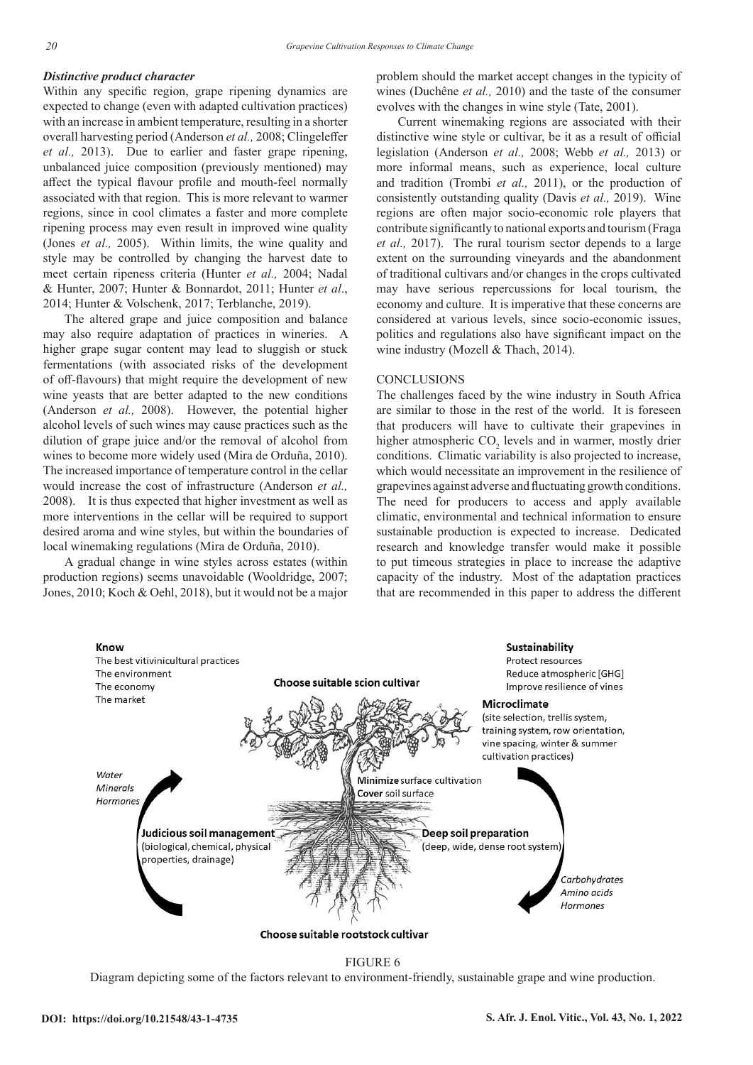### *Distinctive product character*

Within any specific region, grape ripening dynamics are expected to change (even with adapted cultivation practices) with an increase in ambient temperature, resulting in a shorter overall harvesting period (Anderson *et al.,* 2008; Clingeleffer *et al.,* 2013). Due to earlier and faster grape ripening, unbalanced juice composition (previously mentioned) may affect the typical flavour profile and mouth-feel normally associated with that region. This is more relevant to warmer regions, since in cool climates a faster and more complete ripening process may even result in improved wine quality (Jones *et al.,* 2005). Within limits, the wine quality and style may be controlled by changing the harvest date to meet certain ripeness criteria (Hunter *et al.,* 2004; Nadal & Hunter, 2007; Hunter & Bonnardot, 2011; Hunter *et al*., 2014; Hunter & Volschenk, 2017; Terblanche, 2019).

The altered grape and juice composition and balance may also require adaptation of practices in wineries. A higher grape sugar content may lead to sluggish or stuck fermentations (with associated risks of the development of off-flavours) that might require the development of new wine yeasts that are better adapted to the new conditions (Anderson *et al.,* 2008). However, the potential higher alcohol levels of such wines may cause practices such as the dilution of grape juice and/or the removal of alcohol from wines to become more widely used (Mira de Orduña, 2010). The increased importance of temperature control in the cellar would increase the cost of infrastructure (Anderson *et al.,* 2008). It is thus expected that higher investment as well as more interventions in the cellar will be required to support desired aroma and wine styles, but within the boundaries of local winemaking regulations (Mira de Orduña, 2010).

A gradual change in wine styles across estates (within production regions) seems unavoidable (Wooldridge, 2007; Jones, 2010; Koch & Oehl, 2018), but it would not be a major problem should the market accept changes in the typicity of wines (Duchêne *et al.,* 2010) and the taste of the consumer evolves with the changes in wine style (Tate, 2001).

Current winemaking regions are associated with their distinctive wine style or cultivar, be it as a result of official legislation (Anderson *et al.,* 2008; Webb *et al.,* 2013) or more informal means, such as experience, local culture and tradition (Trombi *et al.,* 2011), or the production of consistently outstanding quality (Davis *et al.,* 2019). Wine regions are often major socio-economic role players that contribute significantly to national exports and tourism (Fraga *et al.,* 2017). The rural tourism sector depends to a large extent on the surrounding vineyards and the abandonment of traditional cultivars and/or changes in the crops cultivated may have serious repercussions for local tourism, the economy and culture. It is imperative that these concerns are considered at various levels, since socio-economic issues, politics and regulations also have significant impact on the wine industry (Mozell & Thach, 2014).

## CONCLUSIONS

The challenges faced by the wine industry in South Africa are similar to those in the rest of the world. It is foreseen that producers will have to cultivate their grapevines in higher atmospheric $CO_2$ levels and in warmer, mostly drier conditions. Climatic variability is also projected to increase, which would necessitate an improvement in the resilience of grapevines against adverse and fluctuating growth conditions. The need for producers to access and apply available climatic, environmental and technical information to ensure sustainable production is expected to increase. Dedicated research and knowledge transfer would make it possible to put timeous strategies in place to increase the adaptive capacity of the industry. Most of the adaptation practices that are recommended in this paper to address the different

FIGURE 6

Diagram depicting some of the factors relevant to environment-friendly, sustainable grape and wine production.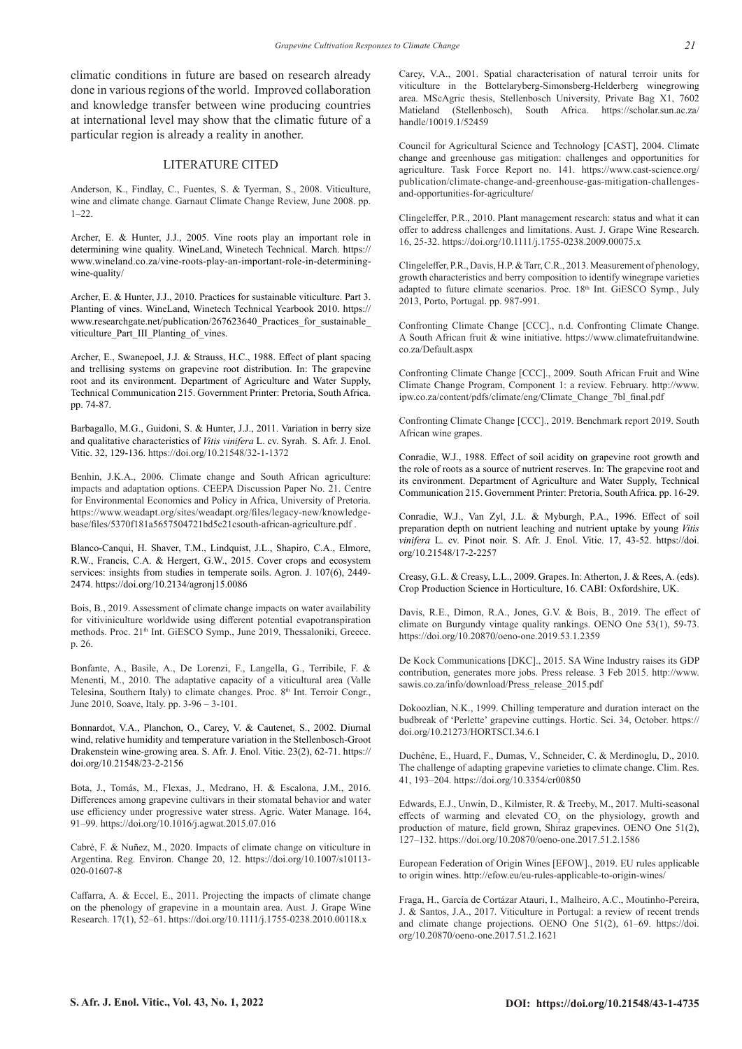climatic conditions in future are based on research already done in various regions of the world. Improved collaboration and knowledge transfer between wine producing countries at international level may show that the climatic future of a particular region is already a reality in another.

## LITERATURE CITED

Anderson, K., Findlay, C., Fuentes, S. & Tyerman, S., 2008. Viticulture, wine and climate change. Garnaut Climate Change Review, June 2008. pp. 1–22.

Archer, E. & Hunter, J.J., 2005. Vine roots play an important role in determining wine quality. WineLand, Winetech Technical. March. https://www.wineland.co.za/vine-roots-play-an-important-role-in-determining-wine-quality/

Archer, E. & Hunter, J.J., 2010. Practices for sustainable viticulture. Part 3. Planting of vines. WineLand, Winetech Technical Yearbook 2010. https://www.researchgate.net/publication/267623640_Practices_for_sustainable_viticulture_Part_III_Planting_of_vines.

Archer, E., Swanepoel, J.J. & Strauss, H.C., 1988. Effect of plant spacing and trellising systems on grapevine root distribution. In: The grapevine root and its environment. Department of Agriculture and Water Supply, Technical Communication 215. Government Printer: Pretoria, South Africa. pp. 74-87.

Barbagallo, M.G., Guidoni, S. & Hunter, J.J., 2011. Variation in berry size and qualitative characteristics of *Vitis vinifera* L. cv. Syrah. S. Afr. J. Enol. Vitic. 32, 129-136. https://doi.org/10.21548/32-1-1372

Benhin, J.K.A., 2006. Climate change and South African agriculture: impacts and adaptation options. CEEPA Discussion Paper No. 21. Centre for Environmental Economics and Policy in Africa, University of Pretoria. https://www.weadapt.org/sites/weadapt.org/files/legacy-new/knowledge-base/files/5370f181a5657504721bd5c21csouth-african-agriculture.pdf .

Blanco-Canqui, H. Shaver, T.M., Lindquist, J.L., Shapiro, C.A., Elmore, R.W., Francis, C.A. & Hergert, G.W., 2015. Cover crops and ecosystem services: insights from studies in temperate soils. Agron. J. 107(6), 2449-2474. https://doi.org/10.2134/agronj15.0086

Bois, B., 2019. Assessment of climate change impacts on water availability for vitiviniculture worldwide using different potential evapotranspiration methods. Proc. 21th Int. GiESCO Symp., June 2019, Thessaloniki, Greece. p. 26.

Bonfante, A., Basile, A., De Lorenzi, F., Langella, G., Terribile, F. & Menenti, M., 2010. The adaptative capacity of a viticultural area (Valle Telesina, Southern Italy) to climate changes. Proc. 8th Int. Terroir Congr., June 2010, Soave, Italy. pp. 3-96 – 3-101.

Bonnardot, V.A., Planchon, O., Carey, V. & Cautenet, S., 2002. Diurnal wind, relative humidity and temperature variation in the Stellenbosch-Groot Drakenstein wine-growing area. S. Afr. J. Enol. Vitic. 23(2), 62-71. https://doi.org/10.21548/23-2-2156

Bota, J., Tomás, M., Flexas, J., Medrano, H. & Escalona, J.M., 2016. Differences among grapevine cultivars in their stomatal behavior and water use efficiency under progressive water stress. Agric. Water Manage. 164, 91–99. https://doi.org/10.1016/j.agwat.2015.07.016

Cabré, F. & Nuñez, M., 2020. Impacts of climate change on viticulture in Argentina. Reg. Environ. Change 20, 12. https://doi.org/10.1007/s10113-020-01607-8

Caffarra, A. & Eccel, E., 2011. Projecting the impacts of climate change on the phenology of grapevine in a mountain area. Aust. J. Grape Wine Research. 17(1), 52–61. https://doi.org/10.1111/j.1755-0238.2010.00118.x

Carey, V.A., 2001. Spatial characterisation of natural terroir units for viticulture in the Bottelaryberg-Simonsberg-Helderberg winegrowing area. MScAgric thesis, Stellenbosch University, Private Bag X1, 7602 Matieland (Stellenbosch), South Africa. https://scholar.sun.ac.za/handle/10019.1/52459

Council for Agricultural Science and Technology [CAST], 2004. Climate change and greenhouse gas mitigation: challenges and opportunities for agriculture. Task Force Report no. 141. https://www.cast-science.org/publication/climate-change-and-greenhouse-gas-mitigation-challenges-and-opportunities-for-agriculture/

Clingeleffer, P.R., 2010. Plant management research: status and what it can offer to address challenges and limitations. Aust. J. Grape Wine Research. 16, 25-32. https://doi.org/10.1111/j.1755-0238.2009.00075.x

Clingeleffer, P.R., Davis, H.P. & Tarr, C.R., 2013. Measurement of phenology, growth characteristics and berry composition to identify winegrape varieties adapted to future climate scenarios. Proc. 18th Int. GiESCO Symp., July 2013, Porto, Portugal. pp. 987-991.

Confronting Climate Change [CCC]., n.d. Confronting Climate Change. A South African fruit & wine initiative. https://www.climatefruitandwine.co.za/Default.aspx

Confronting Climate Change [CCC]., 2009. South African Fruit and Wine Climate Change Program, Component 1: a review. February. http://www.ipw.co.za/content/pdfs/climate/eng/Climate_Change_7bl_final.pdf

Confronting Climate Change [CCC]., 2019. Benchmark report 2019. South African wine grapes.

Conradie, W.J., 1988. Effect of soil acidity on grapevine root growth and the role of roots as a source of nutrient reserves. In: The grapevine root and its environment. Department of Agriculture and Water Supply, Technical Communication 215. Government Printer: Pretoria, South Africa. pp. 16-29.

Conradie, W.J., Van Zyl, J.L. & Myburgh, P.A., 1996. Effect of soil preparation depth on nutrient leaching and nutrient uptake by young *Vitis vinifera* L. cv. Pinot noir. S. Afr. J. Enol. Vitic. 17, 43-52. https://doi.org/10.21548/17-2-2257

Creasy, G.L. & Creasy, L.L., 2009. Grapes. In: Atherton, J. & Rees, A. (eds). Crop Production Science in Horticulture, 16. CABI: Oxfordshire, UK.

Davis, R.E., Dimon, R.A., Jones, G.V. & Bois, B., 2019. The effect of climate on Burgundy vintage quality rankings. OENO One 53(1), 59-73. https://doi.org/10.20870/oeno-one.2019.53.1.2359

De Kock Communications [DKC]., 2015. SA Wine Industry raises its GDP contribution, generates more jobs. Press release. 3 Feb 2015. http://www.sawis.co.za/info/download/Press_release_2015.pdf

Dokoozlian, N.K., 1999. Chilling temperature and duration interact on the budbreak of 'Perlette' grapevine cuttings. Hortic. Sci. 34, October. https://doi.org/10.21273/HORTSCI.34.6.1

Duchêne, E., Huard, F., Dumas, V., Schneider, C. & Merdinoglu, D., 2010. The challenge of adapting grapevine varieties to climate change. Clim. Res. 41, 193–204. https://doi.org/10.3354/cr00850

Edwards, E.J., Unwin, D., Kilmister, R. & Treeby, M., 2017. Multi-seasonal effects of warming and elevated $CO_2$ on the physiology, growth and production of mature, field grown, Shiraz grapevines. OENO One 51(2), 127–132. https://doi.org/10.20870/oeno-one.2017.51.2.1586

European Federation of Origin Wines [EFOW]., 2019. EU rules applicable to origin wines. http://efow.eu/eu-rules-applicable-to-origin-wines/

Fraga, H., García de Cortázar Atauri, I., Malheiro, A.C., Moutinho-Pereira, J. & Santos, J.A., 2017. Viticulture in Portugal: a review of recent trends and climate change projections. OENO One 51(2), 61–69. https://doi.org/10.20870/oeno-one.2017.51.2.1621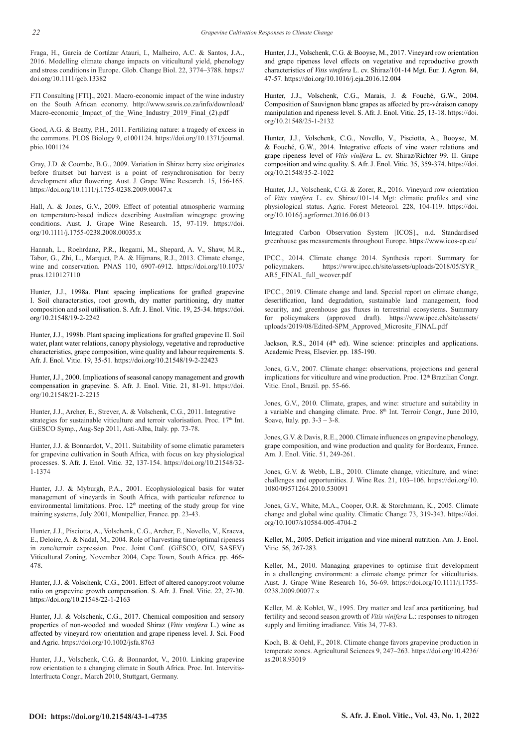Fraga, H., García de Cortázar Atauri, I., Malheiro, A.C. & Santos, J.A., 2016. Modelling climate change impacts on viticultural yield, phenology and stress conditions in Europe. Glob. Change Biol. 22, 3774–3788. https://doi.org/10.1111/gcb.13382

FTI Consulting [FTI]., 2021. Macro-economic impact of the wine industry on the South African economy. http://www.sawis.co.za/info/download/Macro-economic_Impact_of_the_Wine_Industry_2019_Final_(2).pdf

Good, A.G. & Beatty, P.H., 2011. Fertilizing nature: a tragedy of excess in the commons. PLOS Biology 9, e1001124. https://doi.org/10.1371/journal.pbio.1001124

Gray, J.D. & Coombe, B.G., 2009. Variation in Shiraz berry size originates before fruitset but harvest is a point of resynchronisation for berry development after flowering. Aust. J. Grape Wine Research. 15, 156-165. https://doi.org/10.1111/j.1755-0238.2009.00047.x

Hall, A. & Jones, G.V., 2009. Effect of potential atmospheric warming on temperature-based indices describing Australian winegrape growing conditions. Aust. J. Grape Wine Research. 15, 97-119. https://doi.org/10.1111/j.1755-0238.2008.00035.x

Hannah, L., Roehrdanz, P.R., Ikegami, M., Shepard, A. V., Shaw, M.R., Tabor, G., Zhi, L., Marquet, P.A. & Hijmans, R.J., 2013. Climate change, wine and conservation. PNAS 110, 6907-6912. https://doi.org/10.1073/pnas.1210127110

Hunter, J.J., 1998a. Plant spacing implications for grafted grapevine I. Soil characteristics, root growth, dry matter partitioning, dry matter composition and soil utilisation. S. Afr. J. Enol. Vitic. 19, 25-34. https://doi.org/10.21548/19-2-2242

Hunter, J.J., 1998b. Plant spacing implications for grafted grapevine II. Soil water, plant water relations, canopy physiology, vegetative and reproductive characteristics, grape composition, wine quality and labour requirements. S. Afr. J. Enol. Vitic. 19, 35-51. https://doi.org/10.21548/19-2-22423

Hunter, J.J., 2000. Implications of seasonal canopy management and growth compensation in grapevine. S. Afr. J. Enol. Vitic. 21, 81-91. https://doi.org/10.21548/21-2-2215

Hunter, J.J., Archer, E., Strever, A. & Volschenk, C.G., 2011. Integrative strategies for sustainable viticulture and terroir valorisation. Proc. 17th Int. GiESCO Symp., Aug-Sep 2011, Asti-Alba, Italy. pp. 73-78.

Hunter, J.J. & Bonnardot, V., 2011. Suitability of some climatic parameters for grapevine cultivation in South Africa, with focus on key physiological processes. S. Afr. J. Enol. Vitic. 32, 137-154. https://doi.org/10.21548/32-1-1374

Hunter, J.J. & Myburgh, P.A., 2001. Ecophysiological basis for water management of vineyards in South Africa, with particular reference to environmental limitations. Proc. 12th meeting of the study group for vine training systems, July 2001, Montpellier, France. pp. 23-43.

Hunter, J.J., Pisciotta, A., Volschenk, C.G., Archer, E., Novello, V., Kraeva, E., Deloire, A. & Nadal, M., 2004. Role of harvesting time/optimal ripeness in zone/terroir expression. Proc. Joint Conf. (GiESCO, OIV, SASEV) Viticultural Zoning, November 2004, Cape Town, South Africa. pp. 466-478.

Hunter, J.J. & Volschenk, C.G., 2001. Effect of altered canopy:root volume ratio on grapevine growth compensation. S. Afr. J. Enol. Vitic. 22, 27-30. https://doi.org/10.21548/22-1-2163

Hunter, J.J. & Volschenk, C.G., 2017. Chemical composition and sensory properties of non-wooded and wooded Shiraz (*Vitis vinifera* L.) wine as affected by vineyard row orientation and grape ripeness level. J. Sci. Food and Agric. https://doi.org/10.1002/jsfa.8763

Hunter, J.J., Volschenk, C.G. & Bonnardot, V., 2010. Linking grapevine row orientation to a changing climate in South Africa. Proc. Int. Intervitis-Interfructa Congr., March 2010, Stuttgart, Germany.

Hunter, J.J., Volschenk, C.G. & Booyse, M., 2017. Vineyard row orientation and grape ripeness level effects on vegetative and reproductive growth characteristics of *Vitis vinifera* L. cv. Shiraz/101-14 Mgt. Eur. J. Agron. 84, 47-57. https://doi.org/10.1016/j.eja.2016.12.004

Hunter, J.J., Volschenk, C.G., Marais, J. & Fouché, G.W., 2004. Composition of Sauvignon blanc grapes as affected by pre-véraison canopy manipulation and ripeness level. S. Afr. J. Enol. Vitic. 25, 13-18. https://doi.org/10.21548/25-1-2132

Hunter, J.J., Volschenk, C.G., Novello, V., Pisciotta, A., Booyse, M. & Fouché, G.W., 2014. Integrative effects of vine water relations and grape ripeness level of *Vitis vinifera* L. cv. Shiraz/Richter 99. II. Grape composition and wine quality. S. Afr. J. Enol. Vitic. 35, 359-374. https://doi.org/10.21548/35-2-1022

Hunter, J.J., Volschenk, C.G. & Zorer, R., 2016. Vineyard row orientation of *Vitis vinifera* L. cv. Shiraz/101-14 Mgt: climatic profiles and vine physiological status. Agric. Forest Meteorol. 228, 104-119. https://doi.org/10.1016/j.agrformet.2016.06.013

Integrated Carbon Observation System [ICOS]., n.d. Standardised greenhouse gas measurements throughout Europe. https://www.icos-cp.eu/

IPCC., 2014. Climate change 2014. Synthesis report. Summary for policymakers. https://www.ipcc.ch/site/assets/uploads/2018/05/SYR_AR5_FINAL_full_wcover.pdf

IPCC., 2019. Climate change and land. Special report on climate change, desertification, land degradation, sustainable land management, food security, and greenhouse gas fluxes in terrestrial ecosystems. Summary for policymakers (approved draft). https://www.ipcc.ch/site/assets/uploads/2019/08/Edited-SPM_Approved_Microsite_FINAL.pdf

Jackson, R.S., 2014 (4th ed). Wine science: principles and applications. Academic Press, Elsevier. pp. 185-190.

Jones, G.V., 2007. Climate change: observations, projections and general implications for viticulture and wine production. Proc. 12th Brazilian Congr. Vitic. Enol., Brazil. pp. 55-66.

Jones, G.V., 2010. Climate, grapes, and wine: structure and suitability in a variable and changing climate. Proc. 8th Int. Terroir Congr., June 2010, Soave, Italy. pp. 3-3 – 3-8.

Jones, G.V. & Davis, R.E., 2000. Climate influences on grapevine phenology, grape composition, and wine production and quality for Bordeaux, France. Am. J. Enol. Vitic. 51, 249-261.

Jones, G.V. & Webb, L.B., 2010. Climate change, viticulture, and wine: challenges and opportunities. J. Wine Res. 21, 103–106. https://doi.org/10.1080/09571264.2010.530091

Jones, G.V., White, M.A., Cooper, O.R. & Storchmann, K., 2005. Climate change and global wine quality. Climatic Change 73, 319-343. https://doi.org/10.1007/s10584-005-4704-2

Keller, M., 2005. Deficit irrigation and vine mineral nutrition. Am. J. Enol. Vitic. 56, 267-283.

Keller, M., 2010. Managing grapevines to optimise fruit development in a challenging environment: a climate change primer for viticulturists. Aust. J. Grape Wine Research 16, 56-69. https://doi.org/10.1111/j.1755-0238.2009.00077.x

Keller, M. & Koblet, W., 1995. Dry matter and leaf area partitioning, bud fertility and second season growth of *Vitis vinifera* L.: responses to nitrogen supply and limiting irradiance. Vitis 34, 77-83.

Koch, B. & Oehl, F., 2018. Climate change favors grapevine production in temperate zones. Agricultural Sciences 9, 247–263. https://doi.org/10.4236/as.2018.93019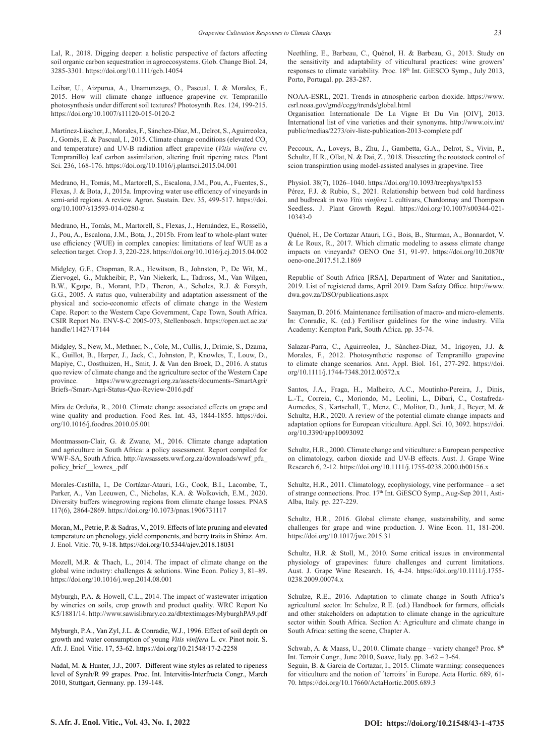Lal, R., 2018. Digging deeper: a holistic perspective of factors affecting soil organic carbon sequestration in agroecosystems. Glob. Change Biol. 24, 3285-3301. https://doi.org/10.1111/gcb.14054

Leibar, U., Aizpurua, A., Unamunzaga, O., Pascual, I. & Morales, F., 2015. How will climate change influence grapevine cv. Tempranillo photosynthesis under different soil textures? Photosynth. Res. 124, 199-215. https://doi.org/10.1007/s11120-015-0120-2

Martínez-Lüscher, J., Morales, F., Sánchez-Díaz, M., Delrot, S., Aguirreolea, J., Gomès, E. & Pascual, I., 2015. Climate change conditions (elevated $CO_2$ and temperature) and UV-B radiation affect grapevine (*Vitis vinifera* cv. Tempranillo) leaf carbon assimilation, altering fruit ripening rates. Plant Sci. 236, 168-176. https://doi.org/10.1016/j.plantsci.2015.04.001

Medrano, H., Tomás, M., Martorell, S., Escalona, J.M., Pou, A., Fuentes, S., Flexas, J. & Bota, J., 2015a. Improving water use efficiency of vineyards in semi-arid regions. A review. Agron. Sustain. Dev. 35, 499-517. https://doi.org/10.1007/s13593-014-0280-z

Medrano, H., Tomás, M., Martorell, S., Flexas, J., Hernández, E., Rosselló, J., Pou, A., Escalona, J.M., Bota, J., 2015b. From leaf to whole-plant water use efficiency (WUE) in complex canopies: limitations of leaf WUE as a selection target. Crop J. 3, 220-228. https://doi.org/10.1016/j.cj.2015.04.002

Midgley, G.F., Chapman, R.A., Hewitson, B., Johnston, P., De Wit, M., Ziervogel, G., Mukheibir, P., Van Niekerk, L., Tadross, M., Van Wilgen, B.W., Kgope, B., Morant, P.D., Theron, A., Scholes, R.J. & Forsyth, G.G., 2005. A status quo, vulnerability and adaptation assessment of the physical and socio-economic effects of climate change in the Western Cape. Report to the Western Cape Government, Cape Town, South Africa. CSIR Report No. ENV-S-C 2005-073, Stellenbosch. https://open.uct.ac.za/handle/11427/17144

Midgley, S., New, M., Methner, N., Cole, M., Cullis, J., Drimie, S., Dzama, K., Guillot, B., Harper, J., Jack, C., Johnston, P., Knowles, T., Louw, D., Mapiye, C., Oosthuizen, H., Smit, J. & Van den Broek, D., 2016. A status quo review of climate change and the agriculture sector of the Western Cape province. https://www.greenagri.org.za/assets/documents-/SmartAgri/Briefs-/Smart-Agri-Status-Quo-Review-2016.pdf

Mira de Orduña, R., 2010. Climate change associated effects on grape and wine quality and production. Food Res. Int. 43, 1844-1855. https://doi.org/10.1016/j.foodres.2010.05.001

Montmasson-Clair, G. & Zwane, M., 2016. Climate change adaptation and agriculture in South Africa: a policy assessment. Report compiled for WWF-SA, South Africa. http://awsassets.wwf.org.za/downloads/wwf_pfu_policy_brief__lowres_.pdf

Morales-Castilla, I., De Cortázar-Atauri, I.G., Cook, B.I., Lacombe, T., Parker, A., Van Leeuwen, C., Nicholas, K.A. & Wolkovich, E.M., 2020. Diversity buffers winegrowing regions from climate change losses. PNAS 117(6), 2864-2869. https://doi.org/10.1073/pnas.1906731117

Moran, M., Petrie, P. & Sadras, V., 2019. Effects of late pruning and elevated temperature on phenology, yield components, and berry traits in Shiraz. Am. J. Enol. Vitic. 70, 9-18. https://doi.org/10.5344/ajev.2018.18031

Mozell, M.R. & Thach, L., 2014. The impact of climate change on the global wine industry: challenges & solutions. Wine Econ. Policy 3, 81–89. https://doi.org/10.1016/j.wep.2014.08.001

Myburgh, P.A. & Howell, C.L., 2014. The impact of wastewater irrigation by wineries on soils, crop growth and product quality. WRC Report No K5/1881/14. http://www.sawislibrary.co.za/dbtextimages/MyburghPA9.pdf

Myburgh, P.A., Van Zyl, J.L. & Conradie, W.J., 1996. Effect of soil depth on growth and water consumption of young *Vitis vinifera* L. cv. Pinot noir. S. Afr. J. Enol. Vitic. 17, 53-62. https://doi.org/10.21548/17-2-2258

Nadal, M. & Hunter, J.J., 2007. Different wine styles as related to ripeness level of Syrah/R 99 grapes. Proc. Int. Intervitis-Interfructa Congr., March 2010, Stuttgart, Germany. pp. 139-148.

Neethling, E., Barbeau, C., Quénol, H. & Barbeau, G., 2013. Study on the sensitivity and adaptability of viticultural practices: wine growers' responses to climate variability. Proc. 18th Int. GiESCO Symp., July 2013, Porto, Portugal. pp. 283-287.

NOAA-ESRL, 2021. Trends in atmospheric carbon dioxide. https://www.esrl.noaa.gov/gmd/ccgg/trends/global.html

Organisation Internationale De La Vigne Et Du Vin [OIV], 2013. International list of vine varieties and their synonyms. http://www.oiv.int/public/medias/2273/oiv-liste-publication-2013-complete.pdf

Peccoux, A., Loveys, B., Zhu, J., Gambetta, G.A., Delrot, S., Vivin, P., Schultz, H.R., Ollat, N. & Dai, Z., 2018. Dissecting the rootstock control of scion transpiration using model-assisted analyses in grapevine. Tree Physiol. 38(7), 1026–1040. https://doi.org/10.1093/treephys/tpx153

Pérez, F.J. & Rubio, S., 2021. Relationship between bud cold hardiness and budbreak in two *Vitis vinifera* L cultivars, Chardonnay and Thompson Seedless. J. Plant Growth Regul. https://doi.org/10.1007/s00344-021-10343-0

Quénol, H., De Cortazar Atauri, I.G., Bois, B., Sturman, A., Bonnardot, V. & Le Roux, R., 2017. Which climatic modeling to assess climate change impacts on vineyards? OENO One 51, 91-97. https://doi.org/10.20870/oeno-one.2017.51.2.1869

Republic of South Africa [RSA], Department of Water and Sanitation., 2019. List of registered dams, April 2019. Dam Safety Office. http://www.dwa.gov.za/DSO/publications.aspx

Saayman, D. 2016. Maintenance fertilisation of macro- and micro-elements. In: Conradie, K. (ed.) Fertiliser guidelines for the wine industry. Villa Academy: Kempton Park, South Africa. pp. 35-74.

Salazar-Parra, C., Aguirreolea, J., Sánchez-Díaz, M., Irigoyen, J.J. & Morales, F., 2012. Photosynthetic response of Tempranillo grapevine to climate change scenarios. Ann. Appl. Biol. 161, 277-292. https://doi.org/10.1111/j.1744-7348.2012.00572.x

Santos, J.A., Fraga, H., Malheiro, A.C., Moutinho-Pereira, J., Dinis, L.-T., Correia, C., Moriondo, M., Leolini, L., Dibari, C., Costafreda-Aumedes, S., Kartschall, T., Menz, C., Molitor, D., Junk, J., Beyer, M. & Schultz, H.R., 2020. A review of the potential climate change impacts and adaptation options for European viticulture. Appl. Sci. 10, 3092. https://doi.org/10.3390/app10093092

Schultz, H.R., 2000. Climate change and viticulture: a European perspective on climatology, carbon dioxide and UV-B effects. Aust. J. Grape Wine Research 6, 2-12. https://doi.org/10.1111/j.1755-0238.2000.tb00156.x

Schultz, H.R., 2011. Climatology, ecophysiology, vine performance – a set of strange connections. Proc. 17th Int. GiESCO Symp., Aug-Sep 2011, Asti-Alba, Italy. pp. 227-229.

Schultz, H.R., 2016. Global climate change, sustainability, and some challenges for grape and wine production. J. Wine Econ. 11, 181-200. https://doi.org/10.1017/jwe.2015.31

Schultz, H.R. & Stoll, M., 2010. Some critical issues in environmental physiology of grapevines: future challenges and current limitations. Aust. J. Grape Wine Research. 16, 4-24. https://doi.org/10.1111/j.1755-0238.2009.00074.x

Schulze, R.E., 2016. Adaptation to climate change in South Africa's agricultural sector. In: Schulze, R.E. (ed.) Handbook for farmers, officials and other stakeholders on adaptation to climate change in the agriculture sector within South Africa. Section A: Agriculture and climate change in South Africa: setting the scene, Chapter A.

Schwab, A. & Maass, U., 2010. Climate change – variety change? Proc. 8th Int. Terroir Congr., June 2010, Soave, Italy. pp. 3-62 – 3-64.

Seguin, B. & Garcia de Cortazar, I., 2015. Climate warming: consequences for viticulture and the notion of ´terroirs´ in Europe. Acta Hortic. 689, 61-70. https://doi.org/10.17660/ActaHortic.2005.689.3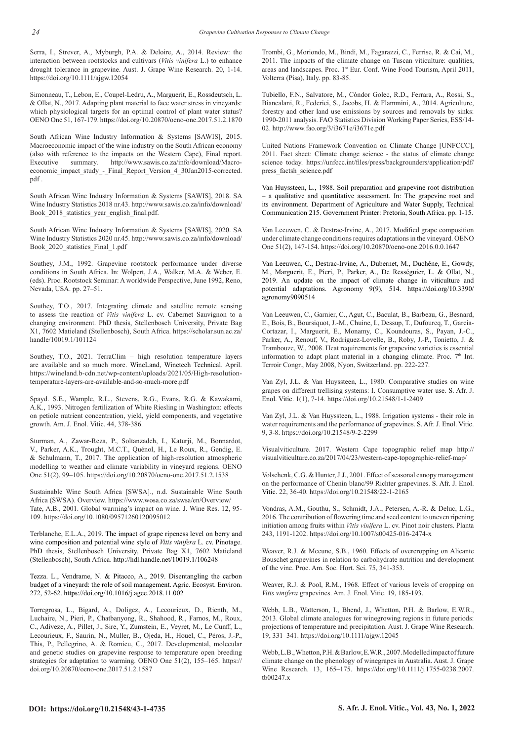Serra, I., Strever, A., Myburgh, P.A. & Deloire, A., 2014. Review: the interaction between rootstocks and cultivars (*Vitis vinifera* L.) to enhance drought tolerance in grapevine. Aust. J. Grape Wine Research. 20, 1-14. https://doi.org/10.1111/ajgw.12054

Simonneau, T., Lebon, E., Coupel-Ledru, A., Marguerit, E., Rossdeutsch, L. & Ollat, N., 2017. Adapting plant material to face water stress in vineyards: which physiological targets for an optimal control of plant water status? OENO One 51, 167-179. https://doi.org/10.20870/oeno-one.2017.51.2.1870

South African Wine Industry Information & Systems [SAWIS], 2015. Macroeconomic impact of the wine industry on the South African economy (also with reference to the impacts on the Western Cape), Final report. Executive summary. http://www.sawis.co.za/info/download/Macro-economic_impact_study_-_Final_Report_Version_4_30Jan2015-corrected.pdf .

South African Wine Industry Information & Systems [SAWIS], 2018. SA Wine Industry Statistics 2018 nr.43. http://www.sawis.co.za/info/download/Book_2018_statistics_year_english_final.pdf.

South African Wine Industry Information & Systems [SAWIS], 2020. SA Wine Industry Statistics 2020 nr.45. http://www.sawis.co.za/info/download/Book_2020_statistics_Final_1.pdf

Southey, J.M., 1992. Grapevine rootstock performance under diverse conditions in South Africa. In: Wolpert, J.A., Walker, M.A. & Weber, E. (eds). Proc. Rootstock Seminar: A worldwide Perspective, June 1992, Reno, Nevada, USA. pp. 27–51.

Southey, T.O., 2017. Integrating climate and satellite remote sensing to assess the reaction of *Vitis vinifera* L. cv. Cabernet Sauvignon to a changing environment. PhD thesis, Stellenbosch University, Private Bag X1, 7602 Matieland (Stellenbosch), South Africa. https://scholar.sun.ac.za/handle/10019.1/101124

Southey, T.O., 2021. TerraClim – high resolution temperature layers are available and so much more. WineLand, Winetech Technical. April. https://wineland.b-cdn.net/wp-content/uploads/2021/05/High-resolution-temperature-layers-are-available-and-so-much-more.pdf

Spayd. S.E., Wample, R.L., Stevens, R.G., Evans, R.G. & Kawakami, A.K., 1993. Nitrogen fertilization of White Riesling in Washington: effects on petiole nutrient concentration, yield, yield components, and vegetative growth. Am. J. Enol. Vitic. 44, 378-386.

Sturman, A., Zawar-Reza, P., Soltanzadeh, I., Katurji, M., Bonnardot, V., Parker, A.K., Trought, M.C.T., Quénol, H., Le Roux, R., Gendig, E. & Schulmann, T., 2017. The application of high-resolution atmospheric modelling to weather and climate variability in vineyard regions. OENO One 51(2), 99–105. https://doi.org/10.20870/oeno-one.2017.51.2.1538

Sustainable Wine South Africa [SWSA]., n.d. Sustainable Wine South Africa (SWSA). Overview. https://www.wosa.co.za/swsa/en/Overview/
Tate, A.B., 2001. Global warming's impact on wine. J. Wine Res. 12, 95-109. https://doi.org/10.1080/09571260120095012

Terblanche, E.L.A., 2019. The impact of grape ripeness level on berry and wine composition and potential wine style of *Vitis vinifera* L. cv. Pinotage. PhD thesis, Stellenbosch University, Private Bag X1, 7602 Matieland (Stellenbosch), South Africa. http://hdl.handle.net/10019.1/106248

Tezza. L., Vendrame, N. & Pitacco, A., 2019. Disentangling the carbon budget of a vineyard: the role of soil management. Agric. Ecosyst. Environ. 272, 52-62. https://doi.org/10.1016/j.agee.2018.11.002

Torregrosa, L., Bigard, A., Doligez, A., Lecourieux, D., Rienth, M., Luchaire, N., Pieri, P., Chatbanyong, R., Shahood, R., Farnos, M., Roux, C., Adiveze, A., Pillet, J., Sire, Y., Zumstein, E., Veyret, M., Le Cunff, L., Lecourieux, F., Saurin, N., Muller, B., Ojeda, H., Houel, C., Péros, J.-P., This, P., Pellegrino, A. & Romieu, C., 2017. Developmental, molecular and genetic studies on grapevine response to temperature open breeding strategies for adaptation to warming. OENO One 51(2), 155–165. https://doi.org/10.20870/oeno-one.2017.51.2.1587

Trombi, G., Moriondo, M., Bindi, M., Fagarazzi, C., Ferrise, R. & Cai, M., 2011. The impacts of the climate change on Tuscan viticulture: qualities, areas and landscapes. Proc. 1st Eur. Conf. Wine Food Tourism, April 2011, Volterra (Pisa), Italy. pp. 83-85.

Tubiello, F.N., Salvatore, M., Cóndor Golec, R.D., Ferrara, A., Rossi, S., Biancalani, R., Federici, S., Jacobs, H. & Flammini, A., 2014. Agriculture, forestry and other land use emissions by sources and removals by sinks: 1990-2011 analysis. FAO Statistics Division Working Paper Series, ESS/14-02. http://www.fao.org/3/i3671e/i3671e.pdf

United Nations Framework Convention on Climate Change [UNFCCC], 2011. Fact sheet: Climate change science - the status of climate change science today. https://unfccc.int/files/press/backgrounders/application/pdf/press_factsh_science.pdf

Van Huyssteen, L., 1988. Soil preparation and grapevine root distribution – a qualitative and quantitative assessment. In: The grapevine root and its environment. Department of Agriculture and Water Supply, Technical Communication 215. Government Printer: Pretoria, South Africa. pp. 1-15.

Van Leeuwen, C. & Destrac-Irvine, A., 2017. Modified grape composition under climate change conditions requires adaptations in the vineyard. OENO One 51(2), 147-154. https://doi.org/10.20870/oeno-one.2016.0.0.1647

Van Leeuwen, C., Destrac-Irvine, A., Dubernet, M., Duchêne, E., Gowdy, M., Marguerit, E., Pieri, P., Parker, A., De Rességuier, L. & Ollat, N., 2019. An update on the impact of climate change in viticulture and potential adaptations. Agronomy 9(9), 514. https://doi.org/10.3390/agronomy9090514

Van Leeuwen, C., Garnier, C., Agut, C., Baculat, B., Barbeau, G., Besnard, E., Bois, B., Boursiquot, J.-M., Chuine, I., Dessup, T., Dufourcq, T., Garcia-Cortazar, I., Marguerit, E., Monamy, C., Koundouras, S., Payan, J.-C., Parker, A., Renouf, V., Rodriguez-Lovelle, B., Roby, J.-P., Tonietto, J. & Trambouze, W., 2008. Heat requirements for grapevine varieties is essential information to adapt plant material in a changing climate. Proc. 7th Int. Terroir Congr., May 2008, Nyon, Switzerland. pp. 222-227.

Van Zyl, J.L. & Van Huyssteen, L., 1980. Comparative studies on wine grapes on different trellising systems: I. Consumptive water use. S. Afr. J. Enol. Vitic. 1(1), 7-14. https://doi.org/10.21548/1-1-2409

Van Zyl, J.L. & Van Huyssteen, L., 1988. Irrigation systems - their role in water requirements and the performance of grapevines. S. Afr. J. Enol. Vitic. 9, 3-8. https://doi.org/10.21548/9-2-2299

Visualviticulture. 2017. Western Cape topographic relief map http://visualviticulture.co.za/2017/04/23/western-cape-topographic-relief-map/

Volschenk, C.G. & Hunter, J.J., 2001. Effect of seasonal canopy management on the performance of Chenin blanc/99 Richter grapevines. S. Afr. J. Enol. Vitic. 22, 36-40. https://doi.org/10.21548/22-1-2165

Vondras, A.M., Gouthu, S., Schmidt, J.A., Petersen, A.-R. & Deluc, L.G., 2016. The contribution of flowering time and seed content to uneven ripening initiation among fruits within *Vitis vinifera* L. cv. Pinot noir clusters. Planta 243, 1191-1202. https://doi.org/10.1007/s00425-016-2474-x

Weaver, R.J. & Mccune, S.B., 1960. Effects of overcropping on Alicante Bouschet grapevines in relation to carbohydrate nutrition and development of the vine. Proc. Am. Soc. Hort. Sci. 75, 341-353.

Weaver, R.J. & Pool, R.M., 1968. Effect of various levels of cropping on *Vitis vinifera* grapevines. Am. J. Enol. Vitic. 19, 185-193.

Webb, L.B., Watterson, I., Bhend, J., Whetton, P.H. & Barlow, E.W.R., 2013. Global climate analogues for winegrowing regions in future periods: projections of temperature and precipitation. Aust. J. Grape Wine Research. 19, 331–341. https://doi.org/10.1111/ajgw.12045

Webb, L.B., Whetton, P.H. & Barlow, E.W.R., 2007. Modelled impact of future climate change on the phenology of winegrapes in Australia. Aust. J. Grape Wine Research. 13, 165–175. https://doi.org/10.1111/j.1755-0238.2007.tb00247.x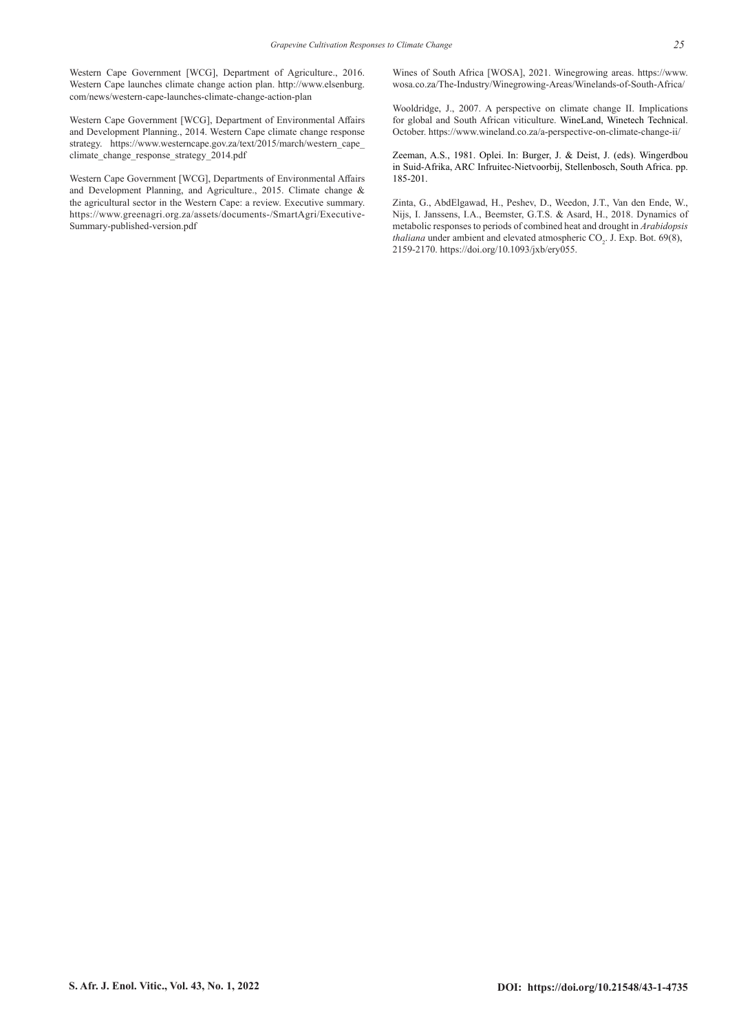Western Cape Government [WCG], Department of Agriculture., 2016. Western Cape launches climate change action plan. http://www.elsenburg.com/news/western-cape-launches-climate-change-action-plan

Western Cape Government [WCG], Department of Environmental Affairs and Development Planning., 2014. Western Cape climate change response strategy. https://www.westerncape.gov.za/text/2015/march/western_cape_climate_change_response_strategy_2014.pdf

Western Cape Government [WCG], Departments of Environmental Affairs and Development Planning, and Agriculture., 2015. Climate change & the agricultural sector in the Western Cape: a review. Executive summary. https://www.greenagri.org.za/assets/documents-/SmartAgri/Executive-Summary-published-version.pdf

Wines of South Africa [WOSA], 2021. Winegrowing areas. https://www.wosa.co.za/The-Industry/Winegrowing-Areas/Winelands-of-South-Africa/

Wooldridge, J., 2007. A perspective on climate change II. Implications for global and South African viticulture. WineLand, Winetech Technical. October. https://www.wineland.co.za/a-perspective-on-climate-change-ii/

Zeeman, A.S., 1981. Oplei. In: Burger, J. & Deist, J. (eds). Wingerdbou in Suid-Afrika, ARC Infruitec-Nietvoorbij, Stellenbosch, South Africa. pp. 185-201.

Zinta, G., AbdElgawad, H., Peshev, D., Weedon, J.T., Van den Ende, W., Nijs, I. Janssens, I.A., Beemster, G.T.S. & Asard, H., 2018. Dynamics of metabolic responses to periods of combined heat and drought in *Arabidopsis thaliana* under ambient and elevated atmospheric $CO_2$. J. Exp. Bot. 69(8), 2159-2170. https://doi.org/10.1093/jxb/ery055.